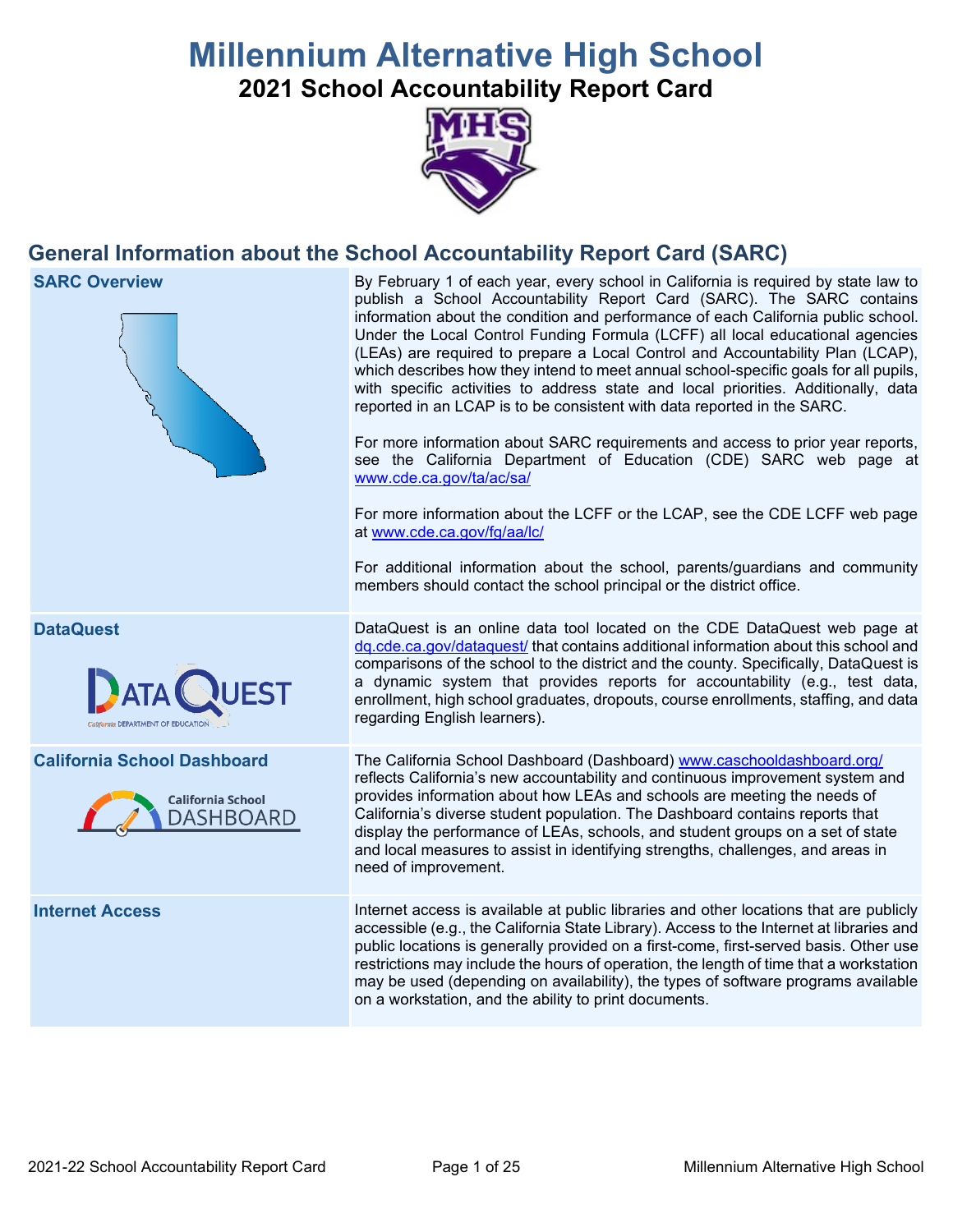# Millennium Alternative High School

## 2021 School Accountability Report Card

## General Information about the School Accountability Report Card (SARC)

| | |
|---|---|
| **SARC Overview** | By February 1 of each year, every school in California is required by state law to publish a School Accountability Report Card (SARC). The SARC contains information about the condition and performance of each California public school. Under the Local Control Funding Formula (LCFF) all local educational agencies (LEAs) are required to prepare a Local Control and Accountability Plan (LCAP), which describes how they intend to meet annual school-specific goals for all pupils, with specific activities to address state and local priorities. Additionally, data reported in an LCAP is to be consistent with data reported in the SARC.<br><br>For more information about SARC requirements and access to prior year reports, see the California Department of Education (CDE) SARC web page at www.cde.ca.gov/ta/ac/sa/<br><br>For more information about the LCFF or the LCAP, see the CDE LCFF web page at www.cde.ca.gov/fg/aa/lc/<br><br>For additional information about the school, parents/guardians and community members should contact the school principal or the district office. |
| **DataQuest** | DataQuest is an online data tool located on the CDE DataQuest web page at dq.cde.ca.gov/dataquest/ that contains additional information about this school and comparisons of the school to the district and the county. Specifically, DataQuest is a dynamic system that provides reports for accountability (e.g., test data, enrollment, high school graduates, dropouts, course enrollments, staffing, and data regarding English learners). |
| **California School Dashboard** | The California School Dashboard (Dashboard) www.caschooldashboard.org/ reflects California's new accountability and continuous improvement system and provides information about how LEAs and schools are meeting the needs of California's diverse student population. The Dashboard contains reports that display the performance of LEAs, schools, and student groups on a set of state and local measures to assist in identifying strengths, challenges, and areas in need of improvement. |
| **Internet Access** | Internet access is available at public libraries and other locations that are publicly accessible (e.g., the California State Library). Access to the Internet at libraries and public locations is generally provided on a first-come, first-served basis. Other use restrictions may include the hours of operation, the length of time that a workstation may be used (depending on availability), the types of software programs available on a workstation, and the ability to print documents. |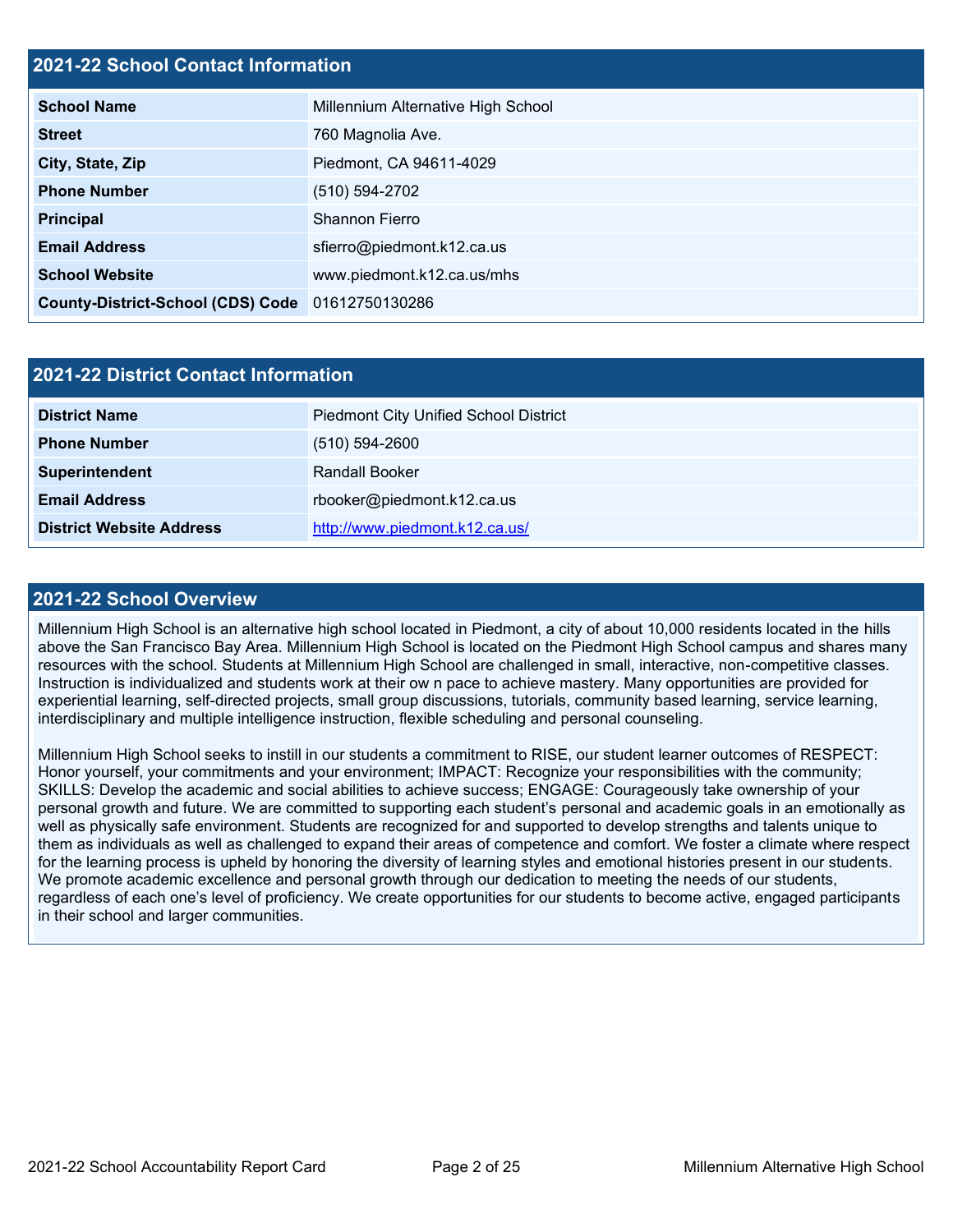## 2021-22 School Contact Information

| | |
|---|---|
| **School Name** | Millennium Alternative High School |
| **Street** | 760 Magnolia Ave. |
| **City, State, Zip** | Piedmont, CA 94611-4029 |
| **Phone Number** | (510) 594-2702 |
| **Principal** | Shannon Fierro |
| **Email Address** | sfierro@piedmont.k12.ca.us |
| **School Website** | www.piedmont.k12.ca.us/mhs |
| **County-District-School (CDS) Code** | 01612750130286 |

## 2021-22 District Contact Information

| | |
|---|---|
| **District Name** | Piedmont City Unified School District |
| **Phone Number** | (510) 594-2600 |
| **Superintendent** | Randall Booker |
| **Email Address** | rbooker@piedmont.k12.ca.us |
| **District Website Address** | http://www.piedmont.k12.ca.us/ |

## 2021-22 School Overview

Millennium High School is an alternative high school located in Piedmont, a city of about 10,000 residents located in the hills above the San Francisco Bay Area. Millennium High School is located on the Piedmont High School campus and shares many resources with the school. Students at Millennium High School are challenged in small, interactive, non-competitive classes. Instruction is individualized and students work at their ow n pace to achieve mastery. Many opportunities are provided for experiential learning, self-directed projects, small group discussions, tutorials, community based learning, service learning, interdisciplinary and multiple intelligence instruction, flexible scheduling and personal counseling.

Millennium High School seeks to instill in our students a commitment to RISE, our student learner outcomes of RESPECT: Honor yourself, your commitments and your environment; IMPACT: Recognize your responsibilities with the community; SKILLS: Develop the academic and social abilities to achieve success; ENGAGE: Courageously take ownership of your personal growth and future. We are committed to supporting each student's personal and academic goals in an emotionally as well as physically safe environment. Students are recognized for and supported to develop strengths and talents unique to them as individuals as well as challenged to expand their areas of competence and comfort. We foster a climate where respect for the learning process is upheld by honoring the diversity of learning styles and emotional histories present in our students. We promote academic excellence and personal growth through our dedication to meeting the needs of our students, regardless of each one's level of proficiency. We create opportunities for our students to become active, engaged participants in their school and larger communities.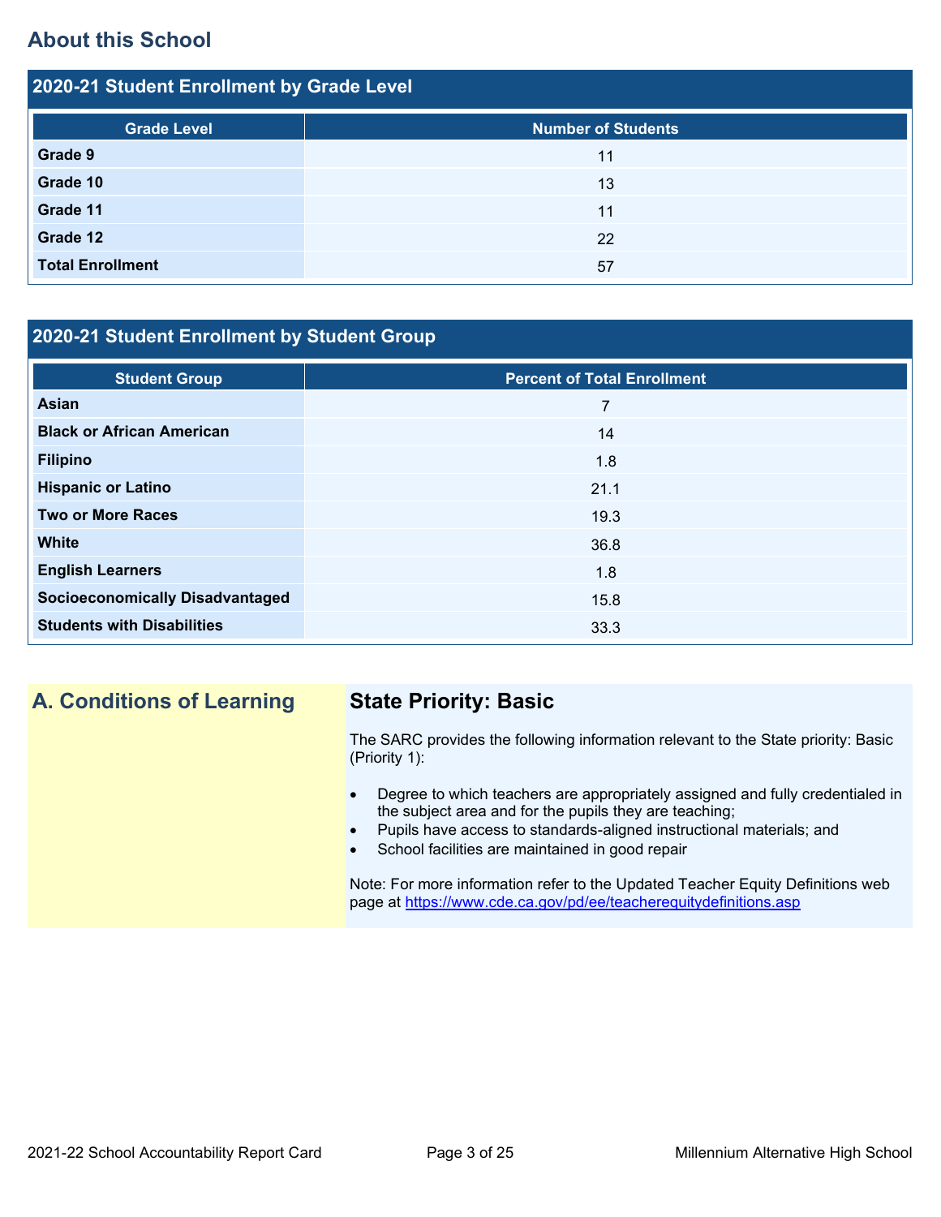## About this School

| 2020-21 Student Enrollment by Grade Level | |
|---|---|
| **Grade Level** | **Number of Students** |
| **Grade 9** | 11 |
| **Grade 10** | 13 |
| **Grade 11** | 11 |
| **Grade 12** | 22 |
| **Total Enrollment** | 57 |

| 2020-21 Student Enrollment by Student Group | |
|---|---|
| **Student Group** | **Percent of Total Enrollment** |
| **Asian** | 7 |
| **Black or African American** | 14 |
| **Filipino** | 1.8 |
| **Hispanic or Latino** | 21.1 |
| **Two or More Races** | 19.3 |
| **White** | 36.8 |
| **English Learners** | 1.8 |
| **Socioeconomically Disadvantaged** | 15.8 |
| **Students with Disabilities** | 33.3 |

## A. Conditions of Learning

### State Priority: Basic

The SARC provides the following information relevant to the State priority: Basic (Priority 1):

- Degree to which teachers are appropriately assigned and fully credentialed in the subject area and for the pupils they are teaching;
- Pupils have access to standards-aligned instructional materials; and
- School facilities are maintained in good repair

Note: For more information refer to the Updated Teacher Equity Definitions web page at https://www.cde.ca.gov/pd/ee/teacherequitydefinitions.asp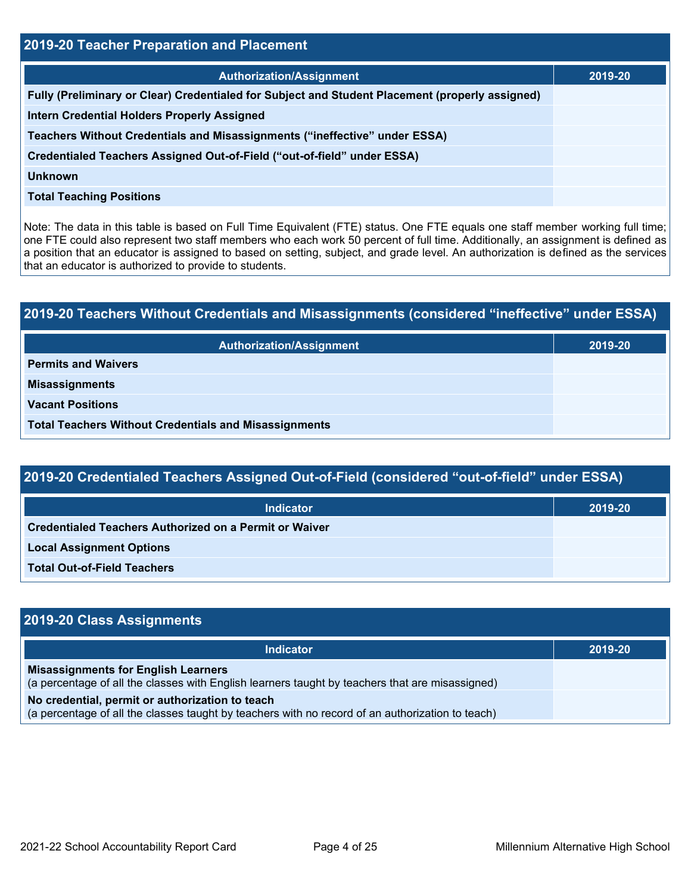## 2019-20 Teacher Preparation and Placement

| Authorization/Assignment | 2019-20 |
|---|---|
| Fully (Preliminary or Clear) Credentialed for Subject and Student Placement (properly assigned) | |
| Intern Credential Holders Properly Assigned | |
| Teachers Without Credentials and Misassignments ("ineffective" under ESSA) | |
| Credentialed Teachers Assigned Out-of-Field ("out-of-field" under ESSA) | |
| Unknown | |
| Total Teaching Positions | |

Note: The data in this table is based on Full Time Equivalent (FTE) status. One FTE equals one staff member working full time; one FTE could also represent two staff members who each work 50 percent of full time. Additionally, an assignment is defined as a position that an educator is assigned to based on setting, subject, and grade level. An authorization is defined as the services that an educator is authorized to provide to students.

## 2019-20 Teachers Without Credentials and Misassignments (considered "ineffective" under ESSA)

| Authorization/Assignment | 2019-20 |
|---|---|
| Permits and Waivers | |
| Misassignments | |
| Vacant Positions | |
| Total Teachers Without Credentials and Misassignments | |

## 2019-20 Credentialed Teachers Assigned Out-of-Field (considered "out-of-field" under ESSA)

| Indicator | 2019-20 |
|---|---|
| Credentialed Teachers Authorized on a Permit or Waiver | |
| Local Assignment Options | |
| Total Out-of-Field Teachers | |

## 2019-20 Class Assignments

| Indicator | 2019-20 |
|---|---|
| **Misassignments for English Learners**<br>(a percentage of all the classes with English learners taught by teachers that are misassigned) | |
| **No credential, permit or authorization to teach**<br>(a percentage of all the classes taught by teachers with no record of an authorization to teach) | |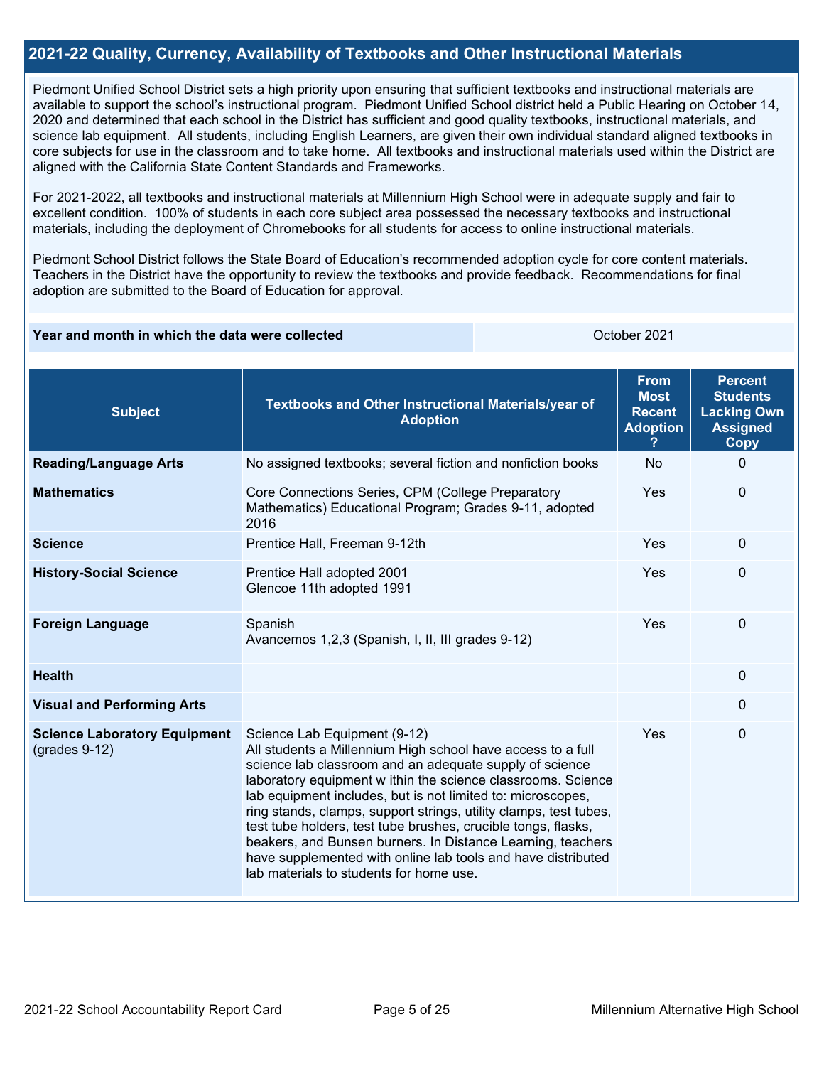## 2021-22 Quality, Currency, Availability of Textbooks and Other Instructional Materials

Piedmont Unified School District sets a high priority upon ensuring that sufficient textbooks and instructional materials are available to support the school's instructional program. Piedmont Unified School district held a Public Hearing on October 14, 2020 and determined that each school in the District has sufficient and good quality textbooks, instructional materials, and science lab equipment. All students, including English Learners, are given their own individual standard aligned textbooks in core subjects for use in the classroom and to take home. All textbooks and instructional materials used within the District are aligned with the California State Content Standards and Frameworks.

For 2021-2022, all textbooks and instructional materials at Millennium High School were in adequate supply and fair to excellent condition. 100% of students in each core subject area possessed the necessary textbooks and instructional materials, including the deployment of Chromebooks for all students for access to online instructional materials.

Piedmont School District follows the State Board of Education's recommended adoption cycle for core content materials. Teachers in the District have the opportunity to review the textbooks and provide feedback. Recommendations for final adoption are submitted to the Board of Education for approval.

| Year and month in which the data were collected | October 2021 |
| --- | --- |

| Subject | Textbooks and Other Instructional Materials/year of Adoption | From Most Recent Adoption ? | Percent Students Lacking Own Assigned Copy |
| --- | --- | --- | --- |
| **Reading/Language Arts** | No assigned textbooks; several fiction and nonfiction books | No | 0 |
| **Mathematics** | Core Connections Series, CPM (College Preparatory Mathematics) Educational Program; Grades 9-11, adopted 2016 | Yes | 0 |
| **Science** | Prentice Hall, Freeman 9-12th | Yes | 0 |
| **History-Social Science** | Prentice Hall adopted 2001<br>Glencoe 11th adopted 1991 | Yes | 0 |
| **Foreign Language** | Spanish<br>Avancemos 1,2,3 (Spanish, I, II, III grades 9-12) | Yes | 0 |
| **Health** | | | 0 |
| **Visual and Performing Arts** | | | 0 |
| **Science Laboratory Equipment** (grades 9-12) | Science Lab Equipment (9-12)<br>All students a Millennium High school have access to a full science lab classroom and an adequate supply of science laboratory equipment w ithin the science classrooms. Science lab equipment includes, but is not limited to: microscopes, ring stands, clamps, support strings, utility clamps, test tubes, test tube holders, test tube brushes, crucible tongs, flasks, beakers, and Bunsen burners. In Distance Learning, teachers have supplemented with online lab tools and have distributed lab materials to students for home use. | Yes | 0 |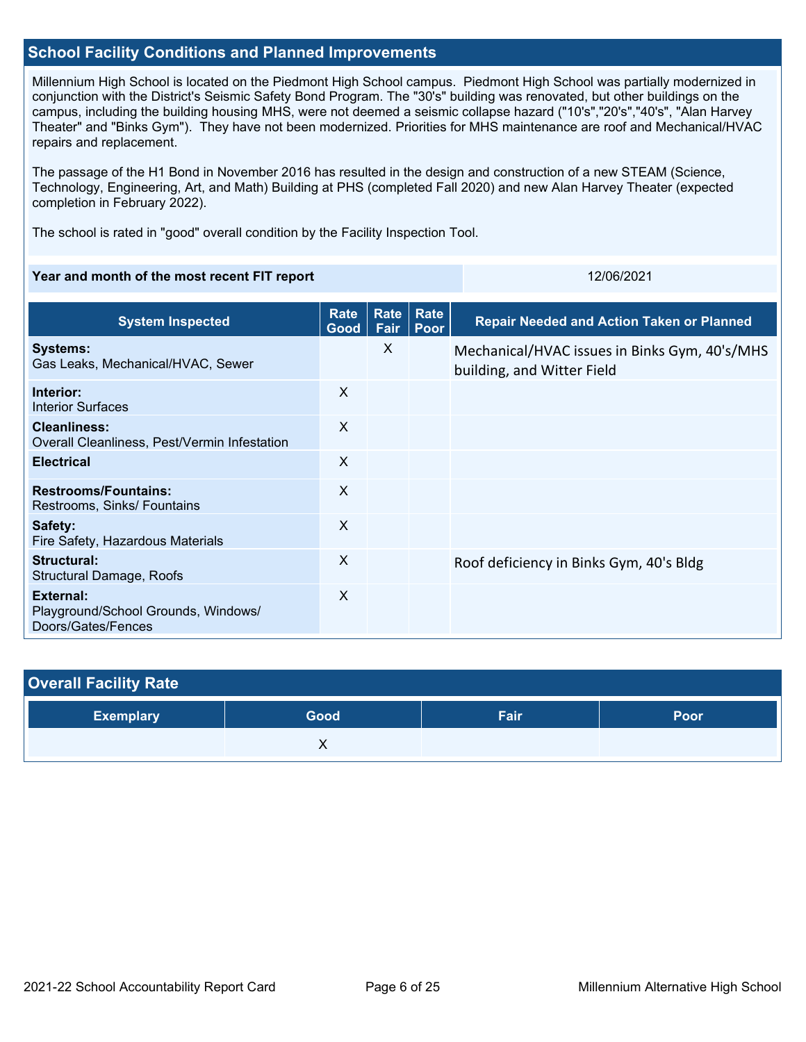## School Facility Conditions and Planned Improvements

Millennium High School is located on the Piedmont High School campus. Piedmont High School was partially modernized in conjunction with the District's Seismic Safety Bond Program. The "30's" building was renovated, but other buildings on the campus, including the building housing MHS, were not deemed a seismic collapse hazard ("10's","20's","40's", "Alan Harvey Theater" and "Binks Gym"). They have not been modernized. Priorities for MHS maintenance are roof and Mechanical/HVAC repairs and replacement.

The passage of the H1 Bond in November 2016 has resulted in the design and construction of a new STEAM (Science, Technology, Engineering, Art, and Math) Building at PHS (completed Fall 2020) and new Alan Harvey Theater (expected completion in February 2022).

The school is rated in "good" overall condition by the Facility Inspection Tool.

| Year and month of the most recent FIT report | 12/06/2021 |
|---|---|

| System Inspected | Rate Good | Rate Fair | Rate Poor | Repair Needed and Action Taken or Planned |
|---|---|---|---|---|
| **Systems:** Gas Leaks, Mechanical/HVAC, Sewer | | X | | Mechanical/HVAC issues in Binks Gym, 40's/MHS building, and Witter Field |
| **Interior:** Interior Surfaces | X | | | |
| **Cleanliness:** Overall Cleanliness, Pest/Vermin Infestation | X | | | |
| **Electrical** | X | | | |
| **Restrooms/Fountains:** Restrooms, Sinks/ Fountains | X | | | |
| **Safety:** Fire Safety, Hazardous Materials | X | | | |
| **Structural:** Structural Damage, Roofs | X | | | Roof deficiency in Binks Gym, 40's Bldg |
| **External:** Playground/School Grounds, Windows/ Doors/Gates/Fences | X | | | |

## Overall Facility Rate

| Exemplary | Good | Fair | Poor |
|---|---|---|---|
| | X | | |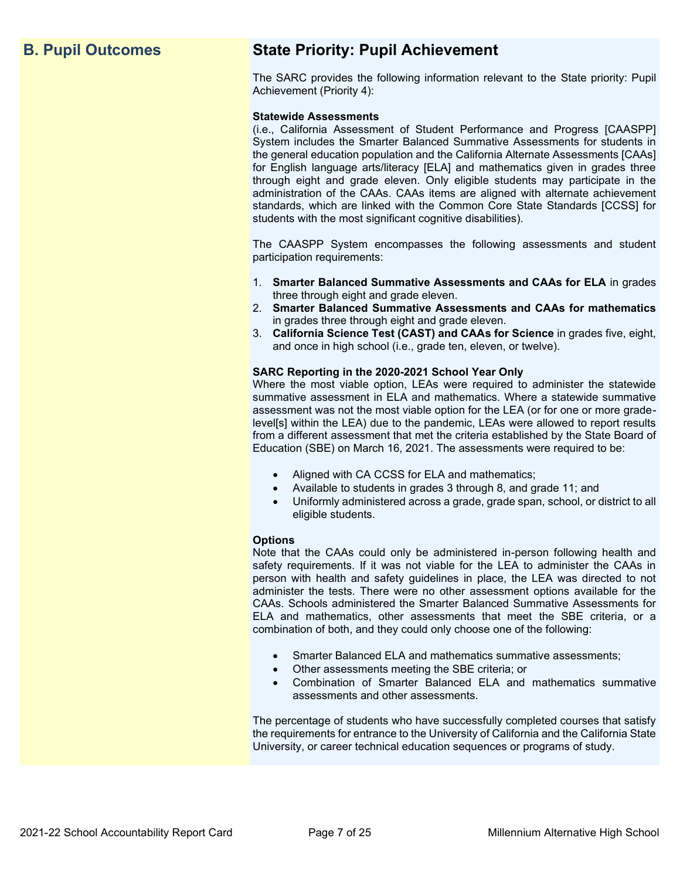## B. Pupil Outcomes

## State Priority: Pupil Achievement

The SARC provides the following information relevant to the State priority: Pupil Achievement (Priority 4):

**Statewide Assessments**
(i.e., California Assessment of Student Performance and Progress [CAASPP] System includes the Smarter Balanced Summative Assessments for students in the general education population and the California Alternate Assessments [CAAs] for English language arts/literacy [ELA] and mathematics given in grades three through eight and grade eleven. Only eligible students may participate in the administration of the CAAs. CAAs items are aligned with alternate achievement standards, which are linked with the Common Core State Standards [CCSS] for students with the most significant cognitive disabilities).

The CAASPP System encompasses the following assessments and student participation requirements:

1. **Smarter Balanced Summative Assessments and CAAs for ELA** in grades three through eight and grade eleven.
2. **Smarter Balanced Summative Assessments and CAAs for mathematics** in grades three through eight and grade eleven.
3. **California Science Test (CAST) and CAAs for Science** in grades five, eight, and once in high school (i.e., grade ten, eleven, or twelve).

**SARC Reporting in the 2020-2021 School Year Only**
Where the most viable option, LEAs were required to administer the statewide summative assessment in ELA and mathematics. Where a statewide summative assessment was not the most viable option for the LEA (or for one or more grade-level[s] within the LEA) due to the pandemic, LEAs were allowed to report results from a different assessment that met the criteria established by the State Board of Education (SBE) on March 16, 2021. The assessments were required to be:

- Aligned with CA CCSS for ELA and mathematics;
- Available to students in grades 3 through 8, and grade 11; and
- Uniformly administered across a grade, grade span, school, or district to all eligible students.

**Options**
Note that the CAAs could only be administered in-person following health and safety requirements. If it was not viable for the LEA to administer the CAAs in person with health and safety guidelines in place, the LEA was directed to not administer the tests. There were no other assessment options available for the CAAs. Schools administered the Smarter Balanced Summative Assessments for ELA and mathematics, other assessments that meet the SBE criteria, or a combination of both, and they could only choose one of the following:

- Smarter Balanced ELA and mathematics summative assessments;
- Other assessments meeting the SBE criteria; or
- Combination of Smarter Balanced ELA and mathematics summative assessments and other assessments.

The percentage of students who have successfully completed courses that satisfy the requirements for entrance to the University of California and the California State University, or career technical education sequences or programs of study.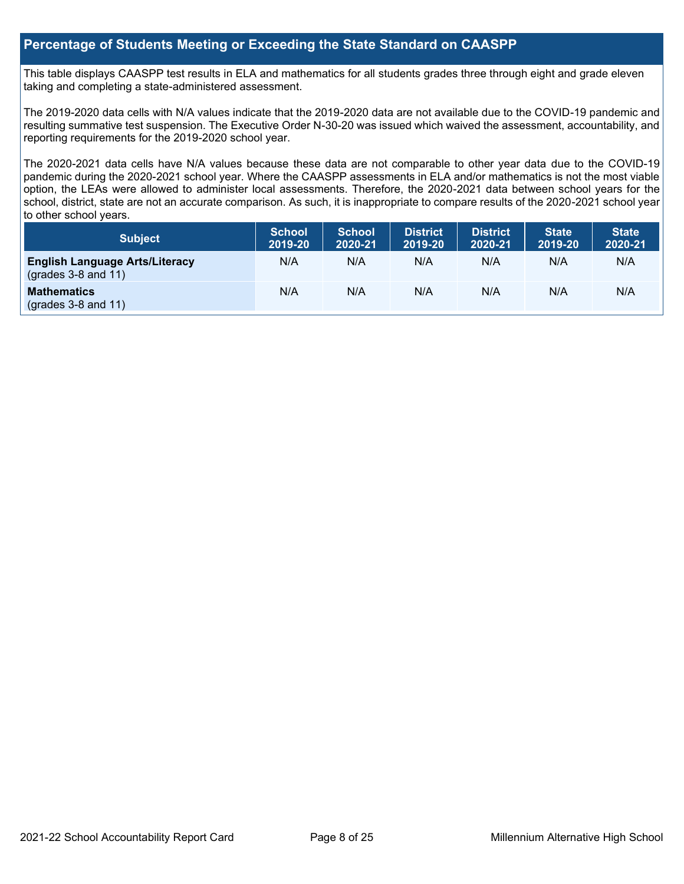## Percentage of Students Meeting or Exceeding the State Standard on CAASPP

This table displays CAASPP test results in ELA and mathematics for all students grades three through eight and grade eleven taking and completing a state-administered assessment.

The 2019-2020 data cells with N/A values indicate that the 2019-2020 data are not available due to the COVID-19 pandemic and resulting summative test suspension. The Executive Order N-30-20 was issued which waived the assessment, accountability, and reporting requirements for the 2019-2020 school year.

The 2020-2021 data cells have N/A values because these data are not comparable to other year data due to the COVID-19 pandemic during the 2020-2021 school year. Where the CAASPP assessments in ELA and/or mathematics is not the most viable option, the LEAs were allowed to administer local assessments. Therefore, the 2020-2021 data between school years for the school, district, state are not an accurate comparison. As such, it is inappropriate to compare results of the 2020-2021 school year to other school years.

| Subject | School 2019-20 | School 2020-21 | District 2019-20 | District 2020-21 | State 2019-20 | State 2020-21 |
|---|---|---|---|---|---|---|
| **English Language Arts/Literacy** (grades 3-8 and 11) | N/A | N/A | N/A | N/A | N/A | N/A |
| **Mathematics** (grades 3-8 and 11) | N/A | N/A | N/A | N/A | N/A | N/A |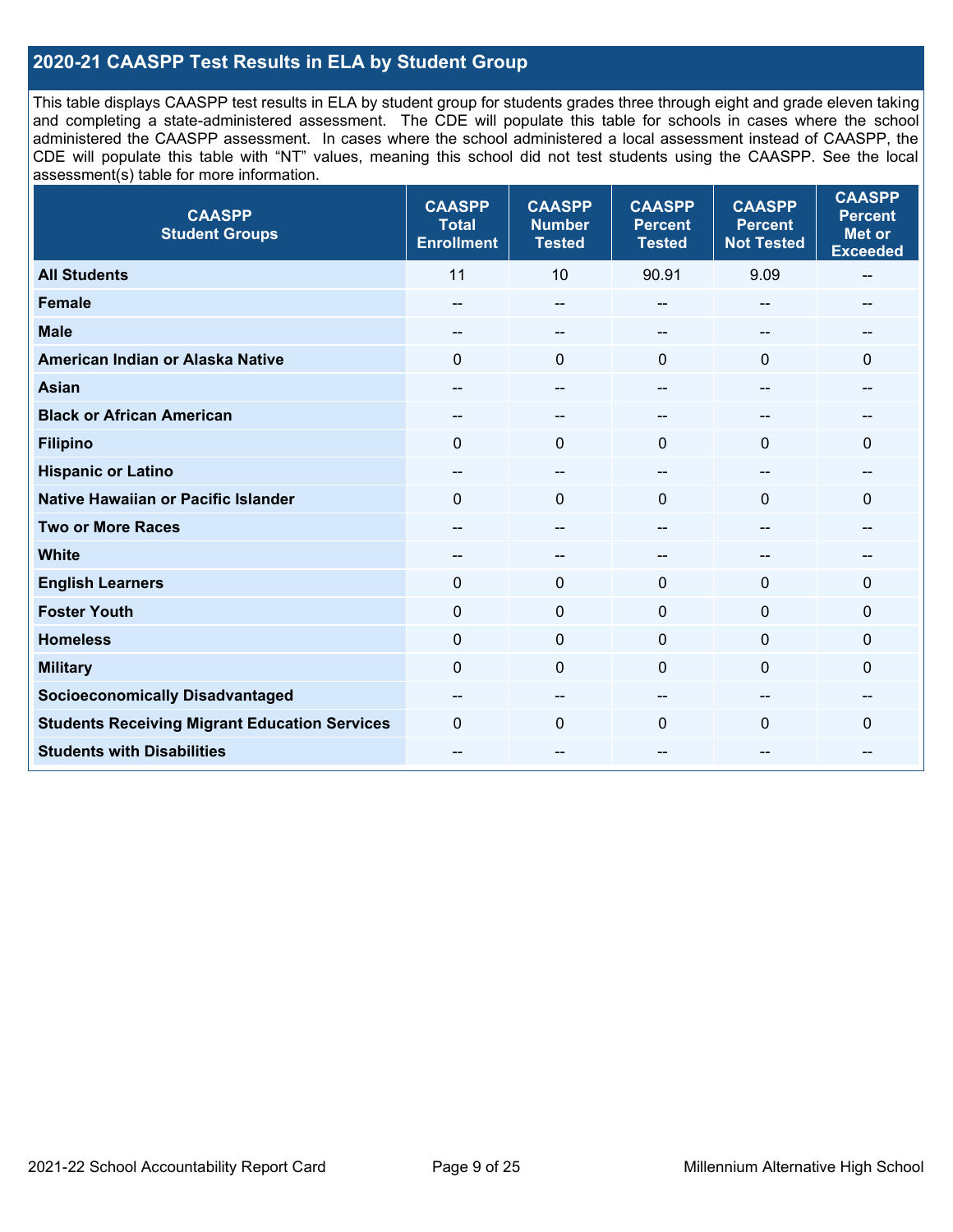## 2020-21 CAASPP Test Results in ELA by Student Group

This table displays CAASPP test results in ELA by student group for students grades three through eight and grade eleven taking and completing a state-administered assessment. The CDE will populate this table for schools in cases where the school administered the CAASPP assessment. In cases where the school administered a local assessment instead of CAASPP, the CDE will populate this table with "NT" values, meaning this school did not test students using the CAASPP. See the local assessment(s) table for more information.

| CAASPP Student Groups | CAASPP Total Enrollment | CAASPP Number Tested | CAASPP Percent Tested | CAASPP Percent Not Tested | CAASPP Percent Met or Exceeded |
|---|---|---|---|---|---|
| **All Students** | 11 | 10 | 90.91 | 9.09 | -- |
| **Female** | -- | -- | -- | -- | -- |
| **Male** | -- | -- | -- | -- | -- |
| **American Indian or Alaska Native** | 0 | 0 | 0 | 0 | 0 |
| **Asian** | -- | -- | -- | -- | -- |
| **Black or African American** | -- | -- | -- | -- | -- |
| **Filipino** | 0 | 0 | 0 | 0 | 0 |
| **Hispanic or Latino** | -- | -- | -- | -- | -- |
| **Native Hawaiian or Pacific Islander** | 0 | 0 | 0 | 0 | 0 |
| **Two or More Races** | -- | -- | -- | -- | -- |
| **White** | -- | -- | -- | -- | -- |
| **English Learners** | 0 | 0 | 0 | 0 | 0 |
| **Foster Youth** | 0 | 0 | 0 | 0 | 0 |
| **Homeless** | 0 | 0 | 0 | 0 | 0 |
| **Military** | 0 | 0 | 0 | 0 | 0 |
| **Socioeconomically Disadvantaged** | -- | -- | -- | -- | -- |
| **Students Receiving Migrant Education Services** | 0 | 0 | 0 | 0 | 0 |
| **Students with Disabilities** | -- | -- | -- | -- | -- |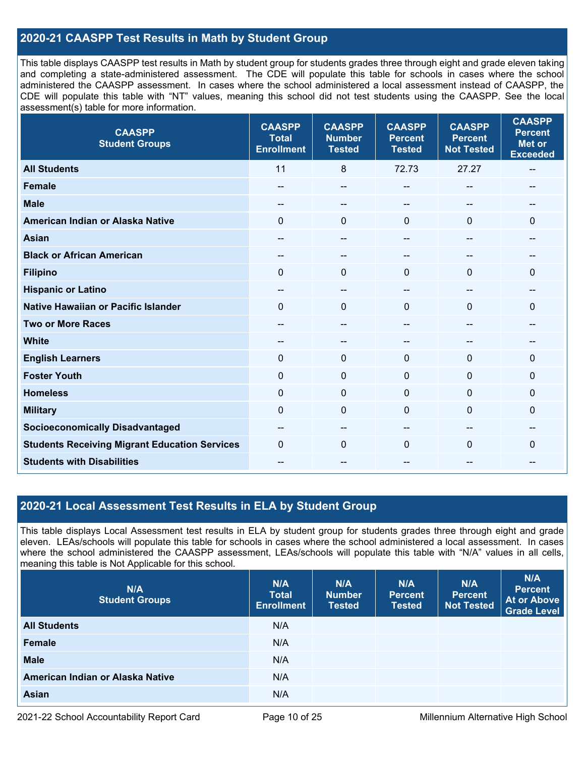## 2020-21 CAASPP Test Results in Math by Student Group

This table displays CAASPP test results in Math by student group for students grades three through eight and grade eleven taking and completing a state-administered assessment. The CDE will populate this table for schools in cases where the school administered the CAASPP assessment. In cases where the school administered a local assessment instead of CAASPP, the CDE will populate this table with "NT" values, meaning this school did not test students using the CAASPP. See the local assessment(s) table for more information.

| CAASPP Student Groups | CAASPP Total Enrollment | CAASPP Number Tested | CAASPP Percent Tested | CAASPP Percent Not Tested | CAASPP Percent Met or Exceeded |
|---|---|---|---|---|---|
| **All Students** | 11 | 8 | 72.73 | 27.27 | -- |
| **Female** | -- | -- | -- | -- | -- |
| **Male** | -- | -- | -- | -- | -- |
| **American Indian or Alaska Native** | 0 | 0 | 0 | 0 | 0 |
| **Asian** | -- | -- | -- | -- | -- |
| **Black or African American** | -- | -- | -- | -- | -- |
| **Filipino** | 0 | 0 | 0 | 0 | 0 |
| **Hispanic or Latino** | -- | -- | -- | -- | -- |
| **Native Hawaiian or Pacific Islander** | 0 | 0 | 0 | 0 | 0 |
| **Two or More Races** | -- | -- | -- | -- | -- |
| **White** | -- | -- | -- | -- | -- |
| **English Learners** | 0 | 0 | 0 | 0 | 0 |
| **Foster Youth** | 0 | 0 | 0 | 0 | 0 |
| **Homeless** | 0 | 0 | 0 | 0 | 0 |
| **Military** | 0 | 0 | 0 | 0 | 0 |
| **Socioeconomically Disadvantaged** | -- | -- | -- | -- | -- |
| **Students Receiving Migrant Education Services** | 0 | 0 | 0 | 0 | 0 |
| **Students with Disabilities** | -- | -- | -- | -- | -- |

## 2020-21 Local Assessment Test Results in ELA by Student Group

This table displays Local Assessment test results in ELA by student group for students grades three through eight and grade eleven. LEAs/schools will populate this table for schools in cases where the school administered a local assessment. In cases where the school administered the CAASPP assessment, LEAs/schools will populate this table with "N/A" values in all cells, meaning this table is Not Applicable for this school.

| N/A Student Groups | N/A Total Enrollment | N/A Number Tested | N/A Percent Tested | N/A Percent Not Tested | N/A Percent At or Above Grade Level |
|---|---|---|---|---|---|
| **All Students** | N/A | | | | |
| **Female** | N/A | | | | |
| **Male** | N/A | | | | |
| **American Indian or Alaska Native** | N/A | | | | |
| **Asian** | N/A | | | | |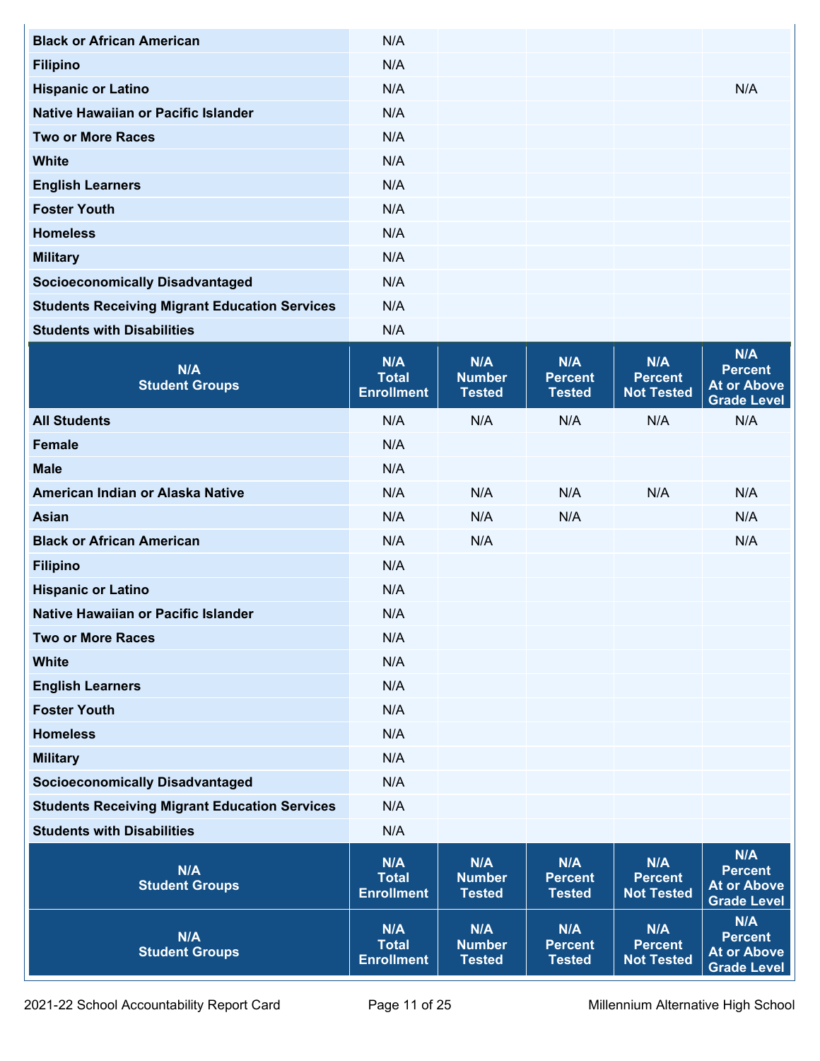| Black or African American | N/A | | | | |
|---|---|---|---|---|---|
| Filipino | N/A | | | | |
| Hispanic or Latino | N/A | | | | N/A |
| Native Hawaiian or Pacific Islander | N/A | | | | |
| Two or More Races | N/A | | | | |
| White | N/A | | | | |
| English Learners | N/A | | | | |
| Foster Youth | N/A | | | | |
| Homeless | N/A | | | | |
| Military | N/A | | | | |
| Socioeconomically Disadvantaged | N/A | | | | |
| Students Receiving Migrant Education Services | N/A | | | | |
| Students with Disabilities | N/A | | | | |

| N/A Student Groups | N/A Total Enrollment | N/A Number Tested | N/A Percent Tested | N/A Percent Not Tested | N/A Percent At or Above Grade Level |
|---|---|---|---|---|---|
| All Students | N/A | N/A | N/A | N/A | N/A |
| Female | N/A | | | | |
| Male | N/A | | | | |
| American Indian or Alaska Native | N/A | N/A | N/A | N/A | N/A |
| Asian | N/A | N/A | N/A | | N/A |
| Black or African American | N/A | N/A | | | N/A |
| Filipino | N/A | | | | |
| Hispanic or Latino | N/A | | | | |
| Native Hawaiian or Pacific Islander | N/A | | | | |
| Two or More Races | N/A | | | | |
| White | N/A | | | | |
| English Learners | N/A | | | | |
| Foster Youth | N/A | | | | |
| Homeless | N/A | | | | |
| Military | N/A | | | | |
| Socioeconomically Disadvantaged | N/A | | | | |
| Students Receiving Migrant Education Services | N/A | | | | |
| Students with Disabilities | N/A | | | | |

| N/A Student Groups | N/A Total Enrollment | N/A Number Tested | N/A Percent Tested | N/A Percent Not Tested | N/A Percent At or Above Grade Level |
|---|---|---|---|---|---|

| N/A Student Groups | N/A Total Enrollment | N/A Number Tested | N/A Percent Tested | N/A Percent Not Tested | N/A Percent At or Above Grade Level |
|---|---|---|---|---|---|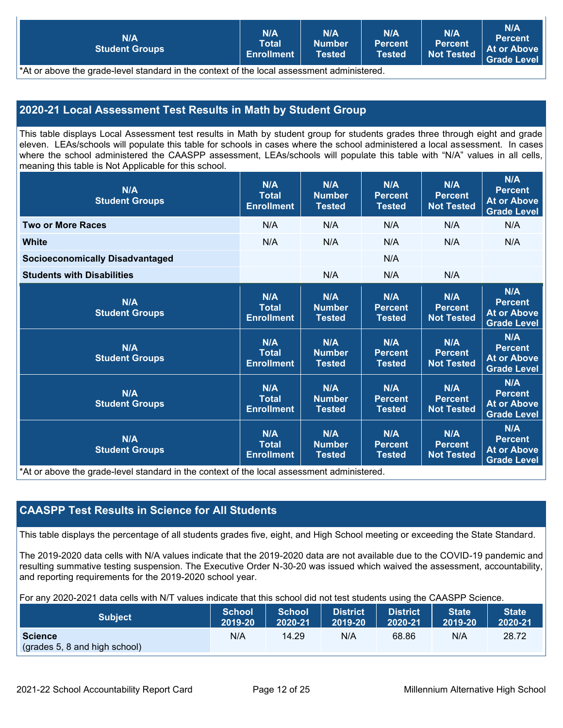| N/A Student Groups | N/A Total Enrollment | N/A Number Tested | N/A Percent Tested | N/A Percent Not Tested | N/A Percent At or Above Grade Level |
|---|---|---|---|---|---|

*At or above the grade-level standard in the context of the local assessment administered.

## 2020-21 Local Assessment Test Results in Math by Student Group

This table displays Local Assessment test results in Math by student group for students grades three through eight and grade eleven. LEAs/schools will populate this table for schools in cases where the school administered a local assessment. In cases where the school administered the CAASPP assessment, LEAs/schools will populate this table with "N/A" values in all cells, meaning this table is Not Applicable for this school.

| N/A Student Groups | N/A Total Enrollment | N/A Number Tested | N/A Percent Tested | N/A Percent Not Tested | N/A Percent At or Above Grade Level |
|---|---|---|---|---|---|
| **Two or More Races** | N/A | N/A | N/A | N/A | N/A |
| **White** | N/A | N/A | N/A | N/A | N/A |
| **Socioeconomically Disadvantaged** | | | N/A | | |
| **Students with Disabilities** | | N/A | N/A | N/A | |
| N/A Student Groups | N/A Total Enrollment | N/A Number Tested | N/A Percent Tested | N/A Percent Not Tested | N/A Percent At or Above Grade Level |
| N/A Student Groups | N/A Total Enrollment | N/A Number Tested | N/A Percent Tested | N/A Percent Not Tested | N/A Percent At or Above Grade Level |
| N/A Student Groups | N/A Total Enrollment | N/A Number Tested | N/A Percent Tested | N/A Percent Not Tested | N/A Percent At or Above Grade Level |
| N/A Student Groups | N/A Total Enrollment | N/A Number Tested | N/A Percent Tested | N/A Percent Not Tested | N/A Percent At or Above Grade Level |

*At or above the grade-level standard in the context of the local assessment administered.

## CAASPP Test Results in Science for All Students

This table displays the percentage of all students grades five, eight, and High School meeting or exceeding the State Standard.

The 2019-2020 data cells with N/A values indicate that the 2019-2020 data are not available due to the COVID-19 pandemic and resulting summative testing suspension. The Executive Order N-30-20 was issued which waived the assessment, accountability, and reporting requirements for the 2019-2020 school year.

For any 2020-2021 data cells with N/T values indicate that this school did not test students using the CAASPP Science.

| Subject | School 2019-20 | School 2020-21 | District 2019-20 | District 2020-21 | State 2019-20 | State 2020-21 |
|---|---|---|---|---|---|---|
| **Science** (grades 5, 8 and high school) | N/A | 14.29 | N/A | 68.86 | N/A | 28.72 |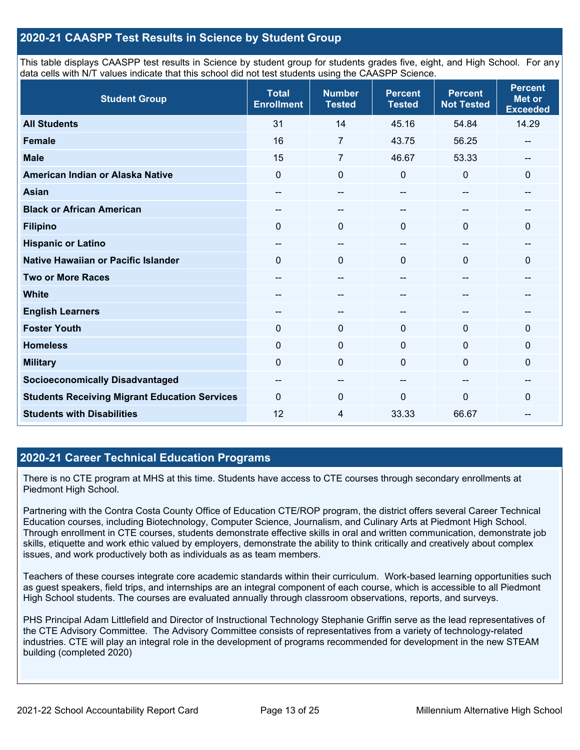## 2020-21 CAASPP Test Results in Science by Student Group

This table displays CAASPP test results in Science by student group for students grades five, eight, and High School. For any data cells with N/T values indicate that this school did not test students using the CAASPP Science.

| Student Group | Total Enrollment | Number Tested | Percent Tested | Percent Not Tested | Percent Met or Exceeded |
|---|---|---|---|---|---|
| **All Students** | 31 | 14 | 45.16 | 54.84 | 14.29 |
| **Female** | 16 | 7 | 43.75 | 56.25 | -- |
| **Male** | 15 | 7 | 46.67 | 53.33 | -- |
| **American Indian or Alaska Native** | 0 | 0 | 0 | 0 | 0 |
| **Asian** | -- | -- | -- | -- | -- |
| **Black or African American** | -- | -- | -- | -- | -- |
| **Filipino** | 0 | 0 | 0 | 0 | 0 |
| **Hispanic or Latino** | -- | -- | -- | -- | -- |
| **Native Hawaiian or Pacific Islander** | 0 | 0 | 0 | 0 | 0 |
| **Two or More Races** | -- | -- | -- | -- | -- |
| **White** | -- | -- | -- | -- | -- |
| **English Learners** | -- | -- | -- | -- | -- |
| **Foster Youth** | 0 | 0 | 0 | 0 | 0 |
| **Homeless** | 0 | 0 | 0 | 0 | 0 |
| **Military** | 0 | 0 | 0 | 0 | 0 |
| **Socioeconomically Disadvantaged** | -- | -- | -- | -- | -- |
| **Students Receiving Migrant Education Services** | 0 | 0 | 0 | 0 | 0 |
| **Students with Disabilities** | 12 | 4 | 33.33 | 66.67 | -- |

## 2020-21 Career Technical Education Programs

There is no CTE program at MHS at this time. Students have access to CTE courses through secondary enrollments at Piedmont High School.

Partnering with the Contra Costa County Office of Education CTE/ROP program, the district offers several Career Technical Education courses, including Biotechnology, Computer Science, Journalism, and Culinary Arts at Piedmont High School. Through enrollment in CTE courses, students demonstrate effective skills in oral and written communication, demonstrate job skills, etiquette and work ethic valued by employers, demonstrate the ability to think critically and creatively about complex issues, and work productively both as individuals as as team members.

Teachers of these courses integrate core academic standards within their curriculum. Work-based learning opportunities such as guest speakers, field trips, and internships are an integral component of each course, which is accessible to all Piedmont High School students. The courses are evaluated annually through classroom observations, reports, and surveys.

PHS Principal Adam Littlefield and Director of Instructional Technology Stephanie Griffin serve as the lead representatives of the CTE Advisory Committee. The Advisory Committee consists of representatives from a variety of technology-related industries. CTE will play an integral role in the development of programs recommended for development in the new STEAM building (completed 2020)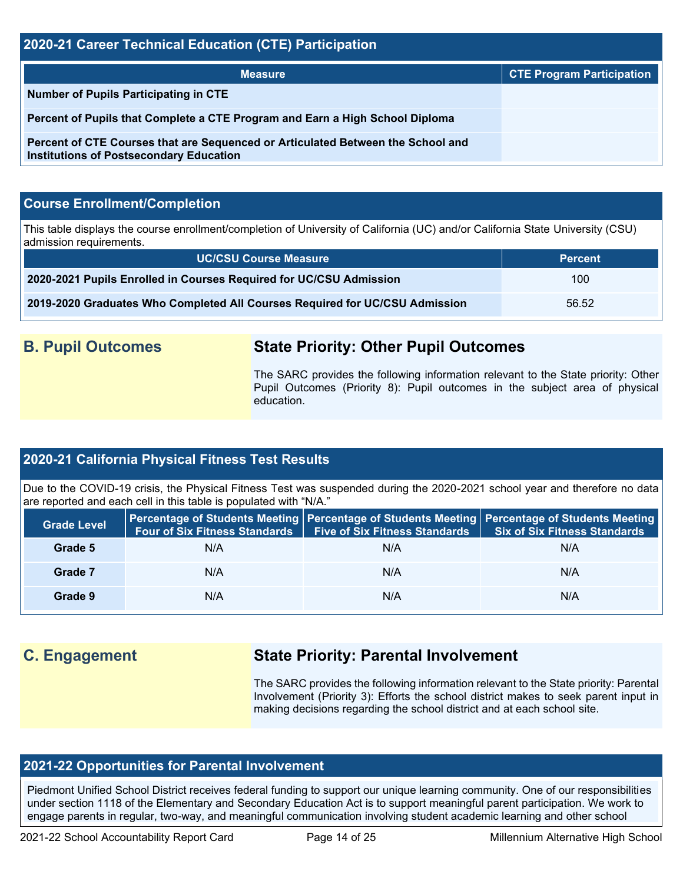## 2020-21 Career Technical Education (CTE) Participation

| Measure | CTE Program Participation |
|---|---|
| **Number of Pupils Participating in CTE** | |
| **Percent of Pupils that Complete a CTE Program and Earn a High School Diploma** | |
| **Percent of CTE Courses that are Sequenced or Articulated Between the School and Institutions of Postsecondary Education** | |

## Course Enrollment/Completion

This table displays the course enrollment/completion of University of California (UC) and/or California State University (CSU) admission requirements.

| UC/CSU Course Measure | Percent |
|---|---|
| **2020-2021 Pupils Enrolled in Courses Required for UC/CSU Admission** | 100 |
| **2019-2020 Graduates Who Completed All Courses Required for UC/CSU Admission** | 56.52 |

## B. Pupil Outcomes

### State Priority: Other Pupil Outcomes

The SARC provides the following information relevant to the State priority: Other Pupil Outcomes (Priority 8): Pupil outcomes in the subject area of physical education.

## 2020-21 California Physical Fitness Test Results

Due to the COVID-19 crisis, the Physical Fitness Test was suspended during the 2020-2021 school year and therefore no data are reported and each cell in this table is populated with "N/A."

| Grade Level | Percentage of Students Meeting Four of Six Fitness Standards | Percentage of Students Meeting Five of Six Fitness Standards | Percentage of Students Meeting Six of Six Fitness Standards |
|---|---|---|---|
| **Grade 5** | N/A | N/A | N/A |
| **Grade 7** | N/A | N/A | N/A |
| **Grade 9** | N/A | N/A | N/A |

## C. Engagement

### State Priority: Parental Involvement

The SARC provides the following information relevant to the State priority: Parental Involvement (Priority 3): Efforts the school district makes to seek parent input in making decisions regarding the school district and at each school site.

## 2021-22 Opportunities for Parental Involvement

Piedmont Unified School District receives federal funding to support our unique learning community. One of our responsibilities under section 1118 of the Elementary and Secondary Education Act is to support meaningful parent participation. We work to engage parents in regular, two-way, and meaningful communication involving student academic learning and other school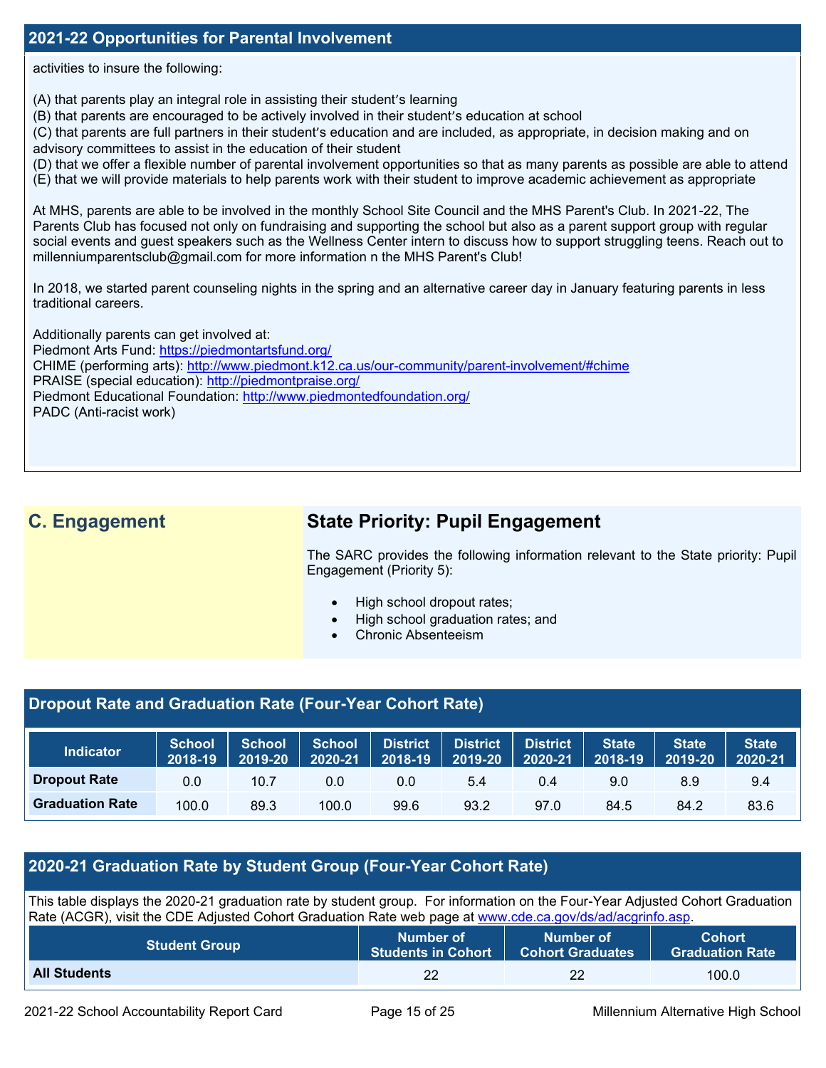## 2021-22 Opportunities for Parental Involvement

activities to insure the following:

(A) that parents play an integral role in assisting their student's learning
(B) that parents are encouraged to be actively involved in their student's education at school
(C) that parents are full partners in their student's education and are included, as appropriate, in decision making and on advisory committees to assist in the education of their student
(D) that we offer a flexible number of parental involvement opportunities so that as many parents as possible are able to attend
(E) that we will provide materials to help parents work with their student to improve academic achievement as appropriate

At MHS, parents are able to be involved in the monthly School Site Council and the MHS Parent's Club. In 2021-22, The Parents Club has focused not only on fundraising and supporting the school but also as a parent support group with regular social events and guest speakers such as the Wellness Center intern to discuss how to support struggling teens. Reach out to millenniumparentsclub@gmail.com for more information n the MHS Parent's Club!

In 2018, we started parent counseling nights in the spring and an alternative career day in January featuring parents in less traditional careers.

Additionally parents can get involved at:
Piedmont Arts Fund: https://piedmontartsfund.org/
CHIME (performing arts): http://www.piedmont.k12.ca.us/our-community/parent-involvement/#chime
PRAISE (special education): http://piedmontpraise.org/
Piedmont Educational Foundation: http://www.piedmontedfoundation.org/
PADC (Anti-racist work)

## C. Engagement

### State Priority: Pupil Engagement

The SARC provides the following information relevant to the State priority: Pupil Engagement (Priority 5):

- High school dropout rates;
- High school graduation rates; and
- Chronic Absenteeism

## Dropout Rate and Graduation Rate (Four-Year Cohort Rate)

| Indicator | School 2018-19 | School 2019-20 | School 2020-21 | District 2018-19 | District 2019-20 | District 2020-21 | State 2018-19 | State 2019-20 | State 2020-21 |
|---|---|---|---|---|---|---|---|---|---|
| Dropout Rate | 0.0 | 10.7 | 0.0 | 0.0 | 5.4 | 0.4 | 9.0 | 8.9 | 9.4 |
| Graduation Rate | 100.0 | 89.3 | 100.0 | 99.6 | 93.2 | 97.0 | 84.5 | 84.2 | 83.6 |

## 2020-21 Graduation Rate by Student Group (Four-Year Cohort Rate)

This table displays the 2020-21 graduation rate by student group. For information on the Four-Year Adjusted Cohort Graduation Rate (ACGR), visit the CDE Adjusted Cohort Graduation Rate web page at www.cde.ca.gov/ds/ad/acgrinfo.asp.

| Student Group | Number of Students in Cohort | Number of Cohort Graduates | Cohort Graduation Rate |
|---|---|---|---|
| All Students | 22 | 22 | 100.0 |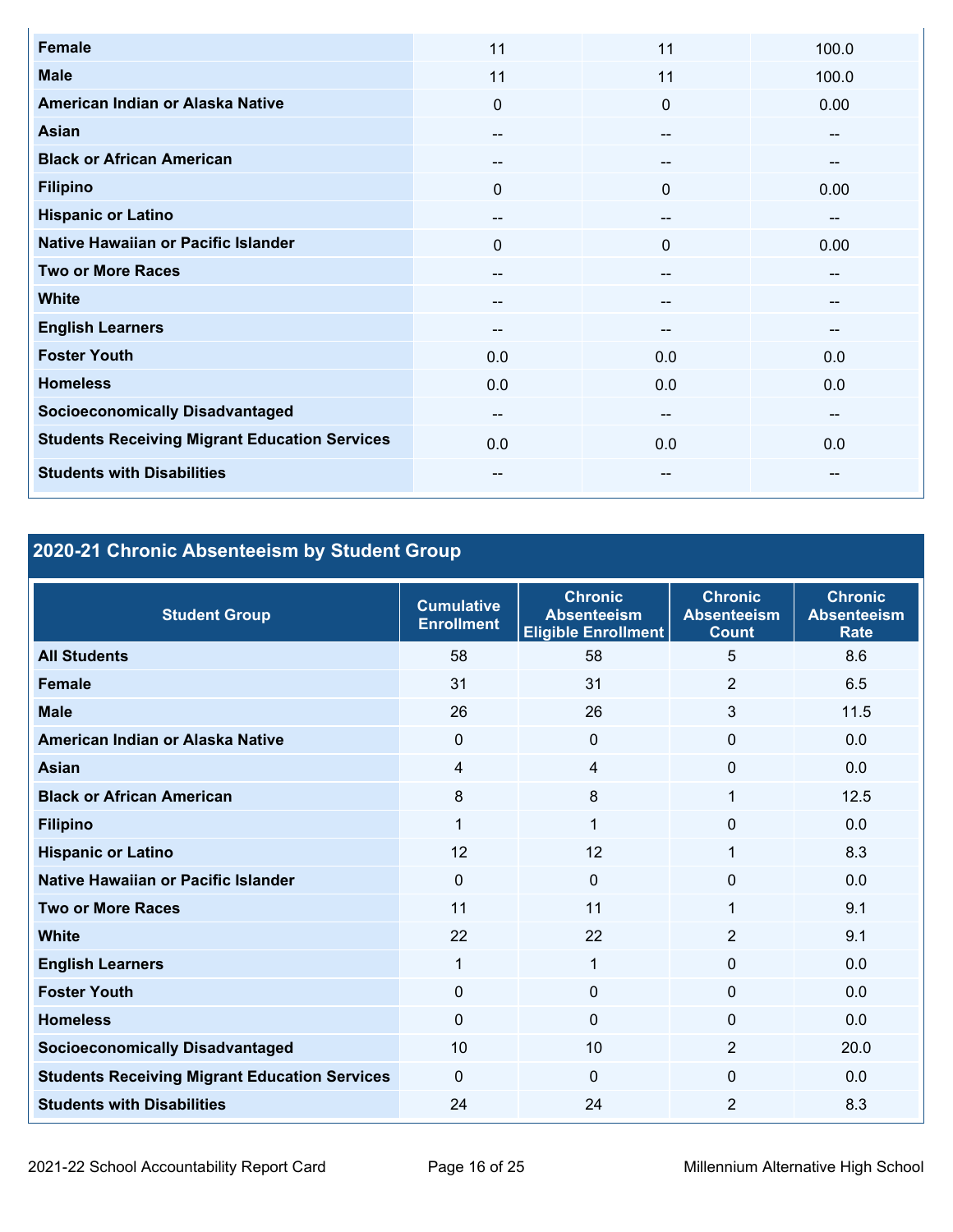| | | | |
|---|---|---|---|
| **Female** | 11 | 11 | 100.0 |
| **Male** | 11 | 11 | 100.0 |
| **American Indian or Alaska Native** | 0 | 0 | 0.00 |
| **Asian** | -- | -- | -- |
| **Black or African American** | -- | -- | -- |
| **Filipino** | 0 | 0 | 0.00 |
| **Hispanic or Latino** | -- | -- | -- |
| **Native Hawaiian or Pacific Islander** | 0 | 0 | 0.00 |
| **Two or More Races** | -- | -- | -- |
| **White** | -- | -- | -- |
| **English Learners** | -- | -- | -- |
| **Foster Youth** | 0.0 | 0.0 | 0.0 |
| **Homeless** | 0.0 | 0.0 | 0.0 |
| **Socioeconomically Disadvantaged** | -- | -- | -- |
| **Students Receiving Migrant Education Services** | 0.0 | 0.0 | 0.0 |
| **Students with Disabilities** | -- | -- | -- |

## 2020-21 Chronic Absenteeism by Student Group

| Student Group | Cumulative Enrollment | Chronic Absenteeism Eligible Enrollment | Chronic Absenteeism Count | Chronic Absenteeism Rate |
|---|---|---|---|---|
| **All Students** | 58 | 58 | 5 | 8.6 |
| **Female** | 31 | 31 | 2 | 6.5 |
| **Male** | 26 | 26 | 3 | 11.5 |
| **American Indian or Alaska Native** | 0 | 0 | 0 | 0.0 |
| **Asian** | 4 | 4 | 0 | 0.0 |
| **Black or African American** | 8 | 8 | 1 | 12.5 |
| **Filipino** | 1 | 1 | 0 | 0.0 |
| **Hispanic or Latino** | 12 | 12 | 1 | 8.3 |
| **Native Hawaiian or Pacific Islander** | 0 | 0 | 0 | 0.0 |
| **Two or More Races** | 11 | 11 | 1 | 9.1 |
| **White** | 22 | 22 | 2 | 9.1 |
| **English Learners** | 1 | 1 | 0 | 0.0 |
| **Foster Youth** | 0 | 0 | 0 | 0.0 |
| **Homeless** | 0 | 0 | 0 | 0.0 |
| **Socioeconomically Disadvantaged** | 10 | 10 | 2 | 20.0 |
| **Students Receiving Migrant Education Services** | 0 | 0 | 0 | 0.0 |
| **Students with Disabilities** | 24 | 24 | 2 | 8.3 |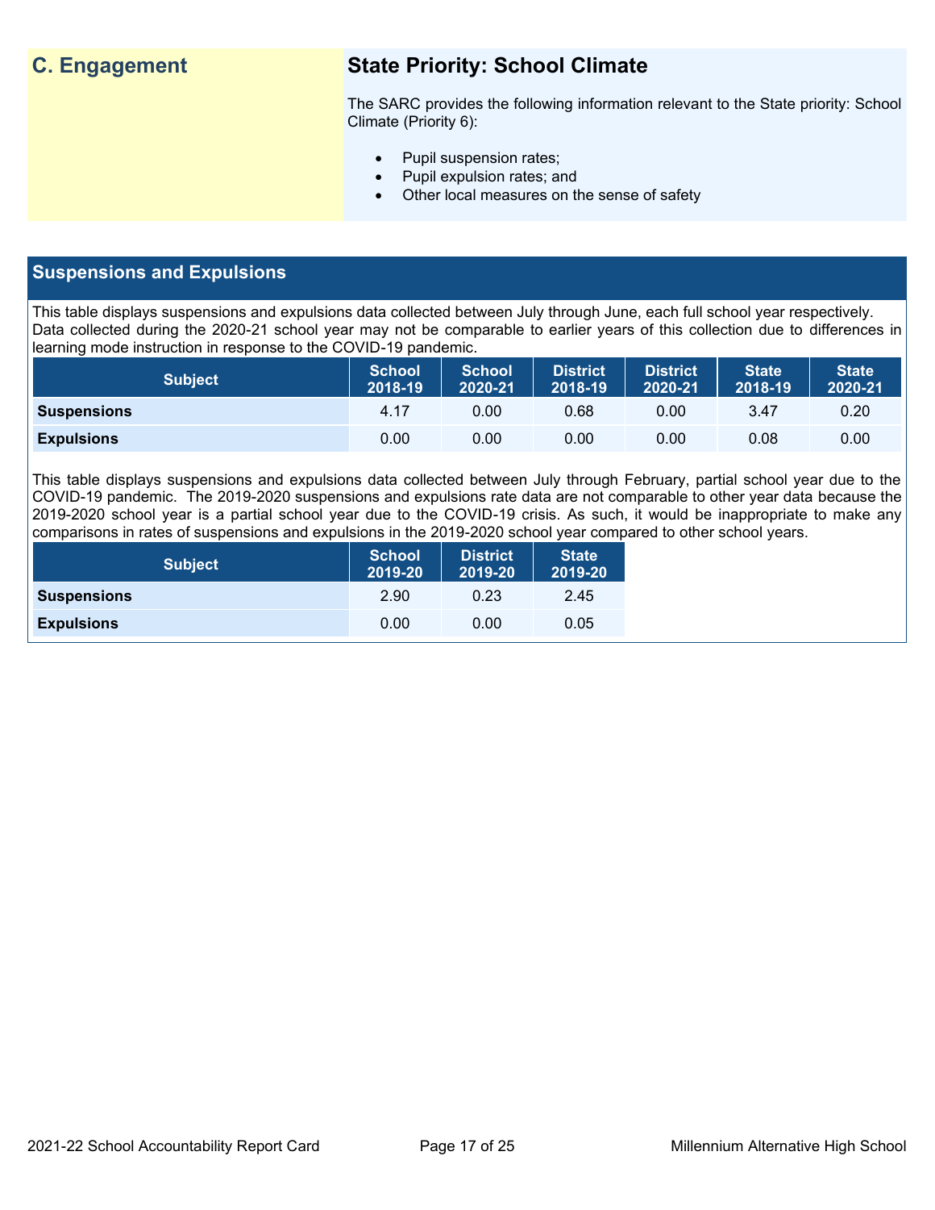## C. Engagement

### State Priority: School Climate

The SARC provides the following information relevant to the State priority: School Climate (Priority 6):

- Pupil suspension rates;
- Pupil expulsion rates; and
- Other local measures on the sense of safety

### Suspensions and Expulsions

This table displays suspensions and expulsions data collected between July through June, each full school year respectively. Data collected during the 2020-21 school year may not be comparable to earlier years of this collection due to differences in learning mode instruction in response to the COVID-19 pandemic.

| Subject | School 2018-19 | School 2020-21 | District 2018-19 | District 2020-21 | State 2018-19 | State 2020-21 |
|---|---|---|---|---|---|---|
| **Suspensions** | 4.17 | 0.00 | 0.68 | 0.00 | 3.47 | 0.20 |
| **Expulsions** | 0.00 | 0.00 | 0.00 | 0.00 | 0.08 | 0.00 |

This table displays suspensions and expulsions data collected between July through February, partial school year due to the COVID-19 pandemic. The 2019-2020 suspensions and expulsions rate data are not comparable to other year data because the 2019-2020 school year is a partial school year due to the COVID-19 crisis. As such, it would be inappropriate to make any comparisons in rates of suspensions and expulsions in the 2019-2020 school year compared to other school years.

| Subject | School 2019-20 | District 2019-20 | State 2019-20 |
|---|---|---|---|
| **Suspensions** | 2.90 | 0.23 | 2.45 |
| **Expulsions** | 0.00 | 0.00 | 0.05 |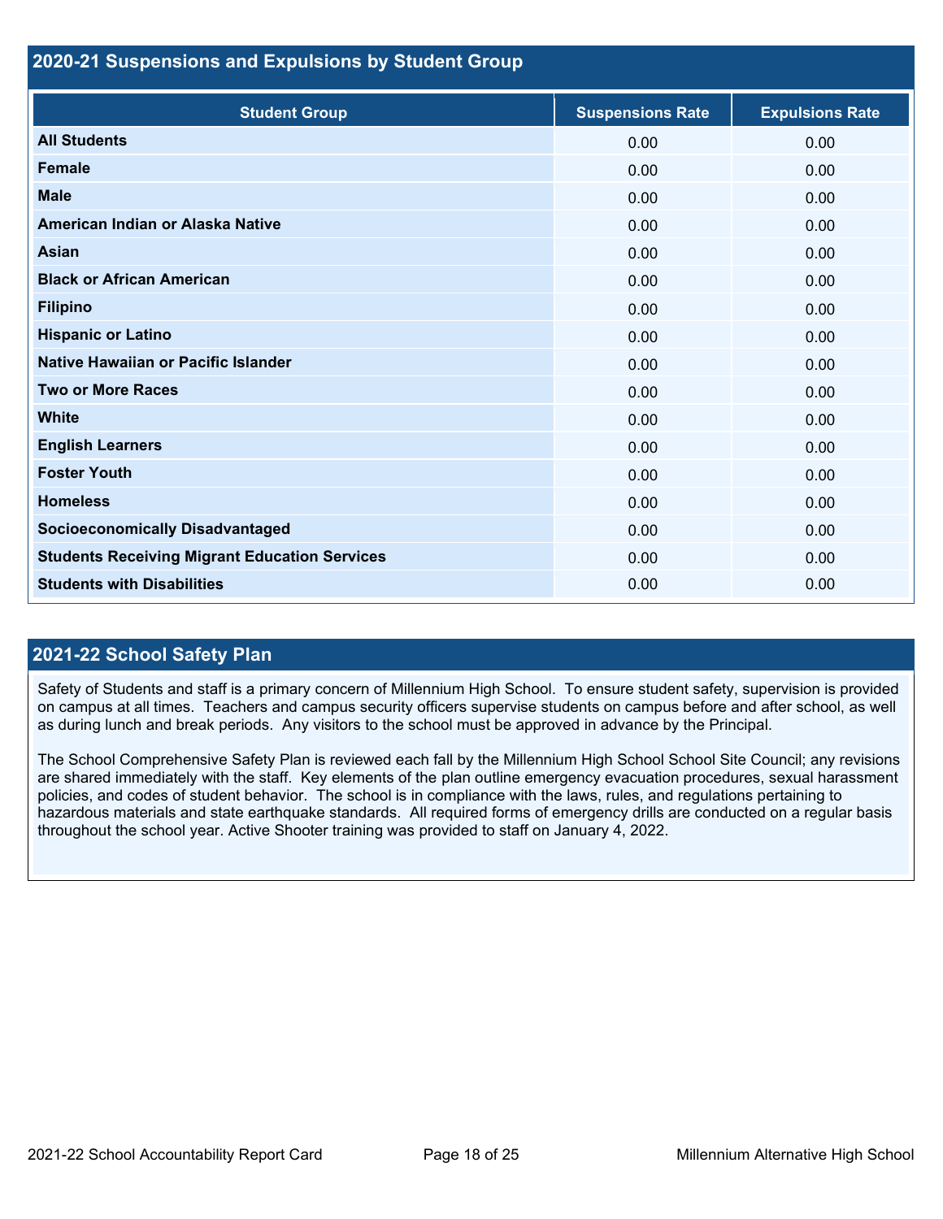## 2020-21 Suspensions and Expulsions by Student Group

| Student Group | Suspensions Rate | Expulsions Rate |
|---|---|---|
| **All Students** | 0.00 | 0.00 |
| **Female** | 0.00 | 0.00 |
| **Male** | 0.00 | 0.00 |
| **American Indian or Alaska Native** | 0.00 | 0.00 |
| **Asian** | 0.00 | 0.00 |
| **Black or African American** | 0.00 | 0.00 |
| **Filipino** | 0.00 | 0.00 |
| **Hispanic or Latino** | 0.00 | 0.00 |
| **Native Hawaiian or Pacific Islander** | 0.00 | 0.00 |
| **Two or More Races** | 0.00 | 0.00 |
| **White** | 0.00 | 0.00 |
| **English Learners** | 0.00 | 0.00 |
| **Foster Youth** | 0.00 | 0.00 |
| **Homeless** | 0.00 | 0.00 |
| **Socioeconomically Disadvantaged** | 0.00 | 0.00 |
| **Students Receiving Migrant Education Services** | 0.00 | 0.00 |
| **Students with Disabilities** | 0.00 | 0.00 |

## 2021-22 School Safety Plan

Safety of Students and staff is a primary concern of Millennium High School. To ensure student safety, supervision is provided on campus at all times. Teachers and campus security officers supervise students on campus before and after school, as well as during lunch and break periods. Any visitors to the school must be approved in advance by the Principal.

The School Comprehensive Safety Plan is reviewed each fall by the Millennium High School School Site Council; any revisions are shared immediately with the staff. Key elements of the plan outline emergency evacuation procedures, sexual harassment policies, and codes of student behavior. The school is in compliance with the laws, rules, and regulations pertaining to hazardous materials and state earthquake standards. All required forms of emergency drills are conducted on a regular basis throughout the school year. Active Shooter training was provided to staff on January 4, 2022.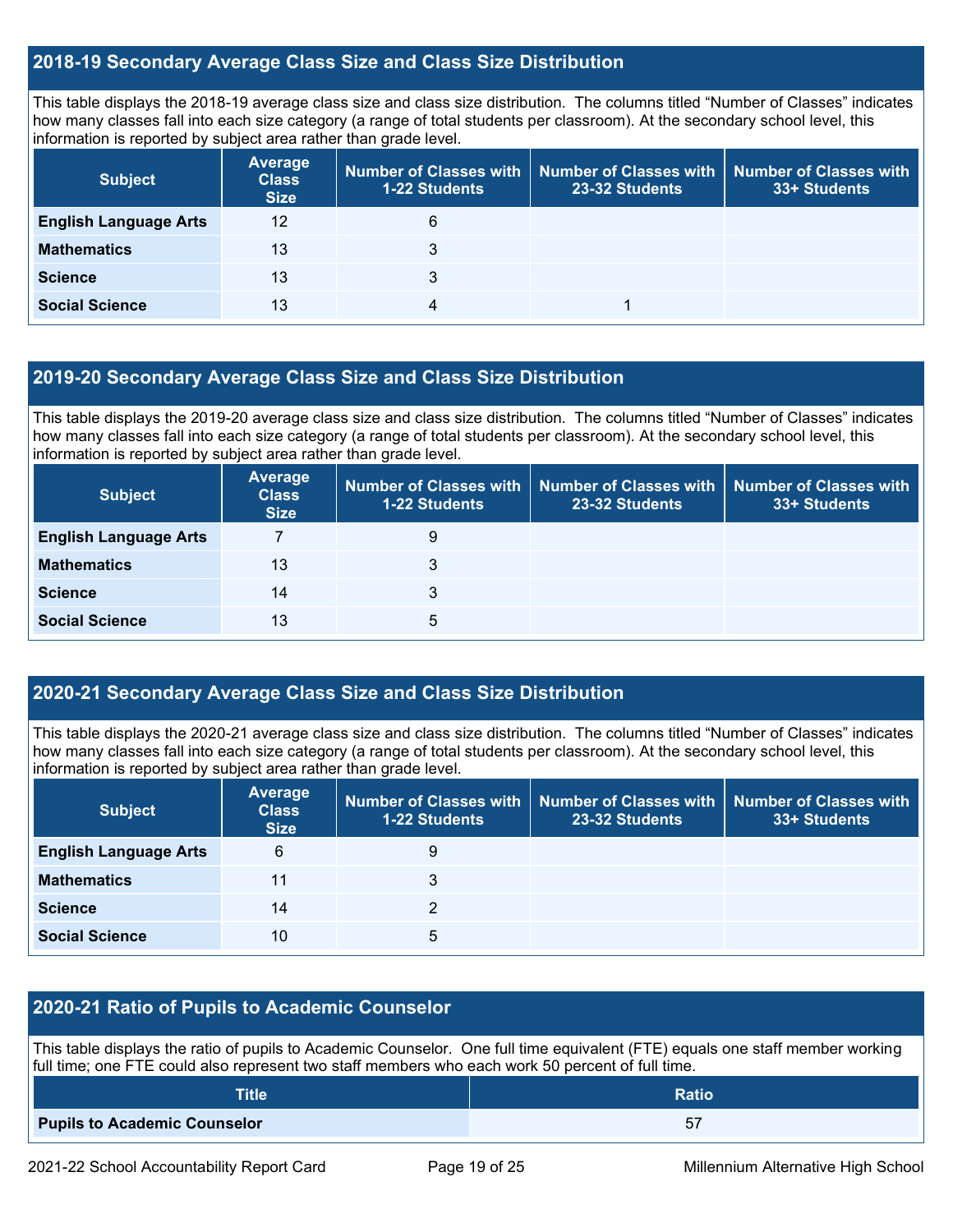## 2018-19 Secondary Average Class Size and Class Size Distribution

This table displays the 2018-19 average class size and class size distribution. The columns titled "Number of Classes" indicates how many classes fall into each size category (a range of total students per classroom). At the secondary school level, this information is reported by subject area rather than grade level.

| Subject | Average Class Size | Number of Classes with 1-22 Students | Number of Classes with 23-32 Students | Number of Classes with 33+ Students |
|---|---|---|---|---|
| **English Language Arts** | 12 | 6 | | |
| **Mathematics** | 13 | 3 | | |
| **Science** | 13 | 3 | | |
| **Social Science** | 13 | 4 | 1 | |

## 2019-20 Secondary Average Class Size and Class Size Distribution

This table displays the 2019-20 average class size and class size distribution. The columns titled "Number of Classes" indicates how many classes fall into each size category (a range of total students per classroom). At the secondary school level, this information is reported by subject area rather than grade level.

| Subject | Average Class Size | Number of Classes with 1-22 Students | Number of Classes with 23-32 Students | Number of Classes with 33+ Students |
|---|---|---|---|---|
| **English Language Arts** | 7 | 9 | | |
| **Mathematics** | 13 | 3 | | |
| **Science** | 14 | 3 | | |
| **Social Science** | 13 | 5 | | |

## 2020-21 Secondary Average Class Size and Class Size Distribution

This table displays the 2020-21 average class size and class size distribution. The columns titled "Number of Classes" indicates how many classes fall into each size category (a range of total students per classroom). At the secondary school level, this information is reported by subject area rather than grade level.

| Subject | Average Class Size | Number of Classes with 1-22 Students | Number of Classes with 23-32 Students | Number of Classes with 33+ Students |
|---|---|---|---|---|
| **English Language Arts** | 6 | 9 | | |
| **Mathematics** | 11 | 3 | | |
| **Science** | 14 | 2 | | |
| **Social Science** | 10 | 5 | | |

## 2020-21 Ratio of Pupils to Academic Counselor

This table displays the ratio of pupils to Academic Counselor. One full time equivalent (FTE) equals one staff member working full time; one FTE could also represent two staff members who each work 50 percent of full time.

| Title | Ratio |
|---|---|
| **Pupils to Academic Counselor** | 57 |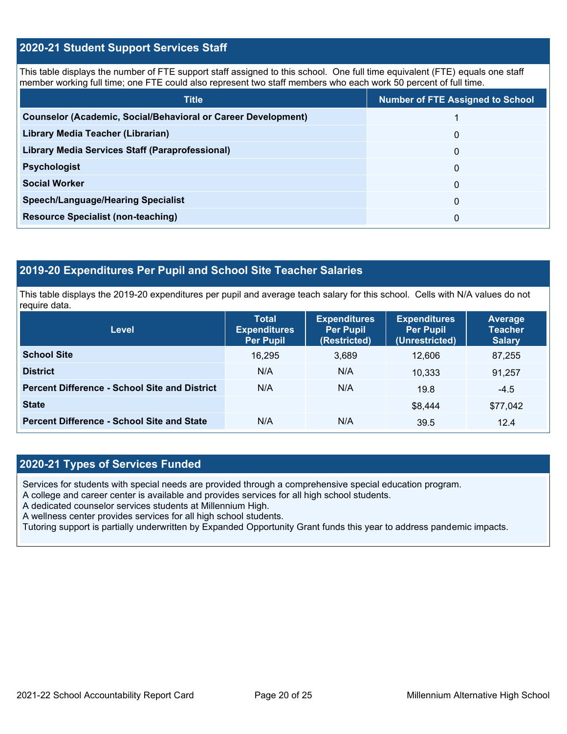## 2020-21 Student Support Services Staff

This table displays the number of FTE support staff assigned to this school. One full time equivalent (FTE) equals one staff member working full time; one FTE could also represent two staff members who each work 50 percent of full time.

| Title | Number of FTE Assigned to School |
| --- | --- |
| **Counselor (Academic, Social/Behavioral or Career Development)** | 1 |
| **Library Media Teacher (Librarian)** | 0 |
| **Library Media Services Staff (Paraprofessional)** | 0 |
| **Psychologist** | 0 |
| **Social Worker** | 0 |
| **Speech/Language/Hearing Specialist** | 0 |
| **Resource Specialist (non-teaching)** | 0 |

## 2019-20 Expenditures Per Pupil and School Site Teacher Salaries

This table displays the 2019-20 expenditures per pupil and average teach salary for this school. Cells with N/A values do not require data.

| Level | Total Expenditures Per Pupil | Expenditures Per Pupil (Restricted) | Expenditures Per Pupil (Unrestricted) | Average Teacher Salary |
| --- | --- | --- | --- | --- |
| **School Site** | 16,295 | 3,689 | 12,606 | 87,255 |
| **District** | N/A | N/A | 10,333 | 91,257 |
| **Percent Difference - School Site and District** | N/A | N/A | 19.8 | -4.5 |
| **State** | | | $8,444 | $77,042 |
| **Percent Difference - School Site and State** | N/A | N/A | 39.5 | 12.4 |

## 2020-21 Types of Services Funded

Services for students with special needs are provided through a comprehensive special education program.
A college and career center is available and provides services for all high school students.
A dedicated counselor services students at Millennium High.
A wellness center provides services for all high school students.
Tutoring support is partially underwritten by Expanded Opportunity Grant funds this year to address pandemic impacts.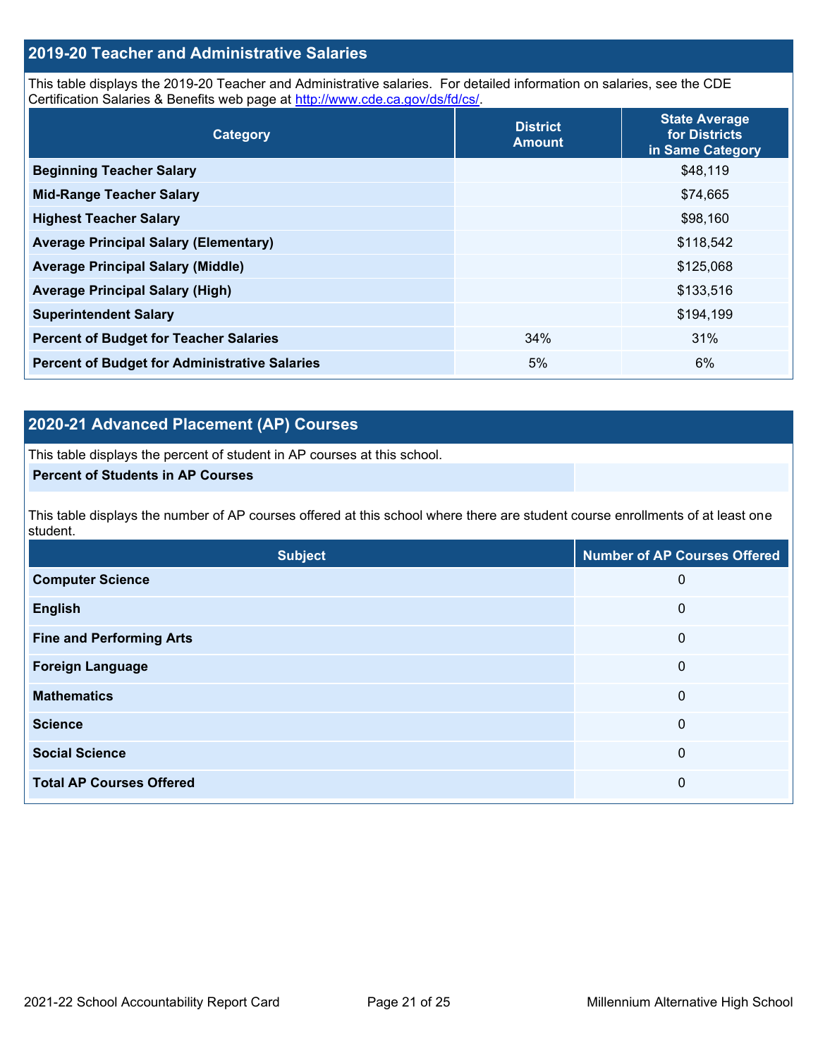## 2019-20 Teacher and Administrative Salaries

This table displays the 2019-20 Teacher and Administrative salaries. For detailed information on salaries, see the CDE Certification Salaries & Benefits web page at http://www.cde.ca.gov/ds/fd/cs/.

| Category | District Amount | State Average for Districts in Same Category |
|---|---|---|
| **Beginning Teacher Salary** | | $48,119 |
| **Mid-Range Teacher Salary** | | $74,665 |
| **Highest Teacher Salary** | | $98,160 |
| **Average Principal Salary (Elementary)** | | $118,542 |
| **Average Principal Salary (Middle)** | | $125,068 |
| **Average Principal Salary (High)** | | $133,516 |
| **Superintendent Salary** | | $194,199 |
| **Percent of Budget for Teacher Salaries** | 34% | 31% |
| **Percent of Budget for Administrative Salaries** | 5% | 6% |

## 2020-21 Advanced Placement (AP) Courses

This table displays the percent of student in AP courses at this school.

| **Percent of Students in AP Courses** | |
|---|---|

This table displays the number of AP courses offered at this school where there are student course enrollments of at least one student.

| Subject | Number of AP Courses Offered |
|---|---|
| **Computer Science** | 0 |
| **English** | 0 |
| **Fine and Performing Arts** | 0 |
| **Foreign Language** | 0 |
| **Mathematics** | 0 |
| **Science** | 0 |
| **Social Science** | 0 |
| **Total AP Courses Offered** | 0 |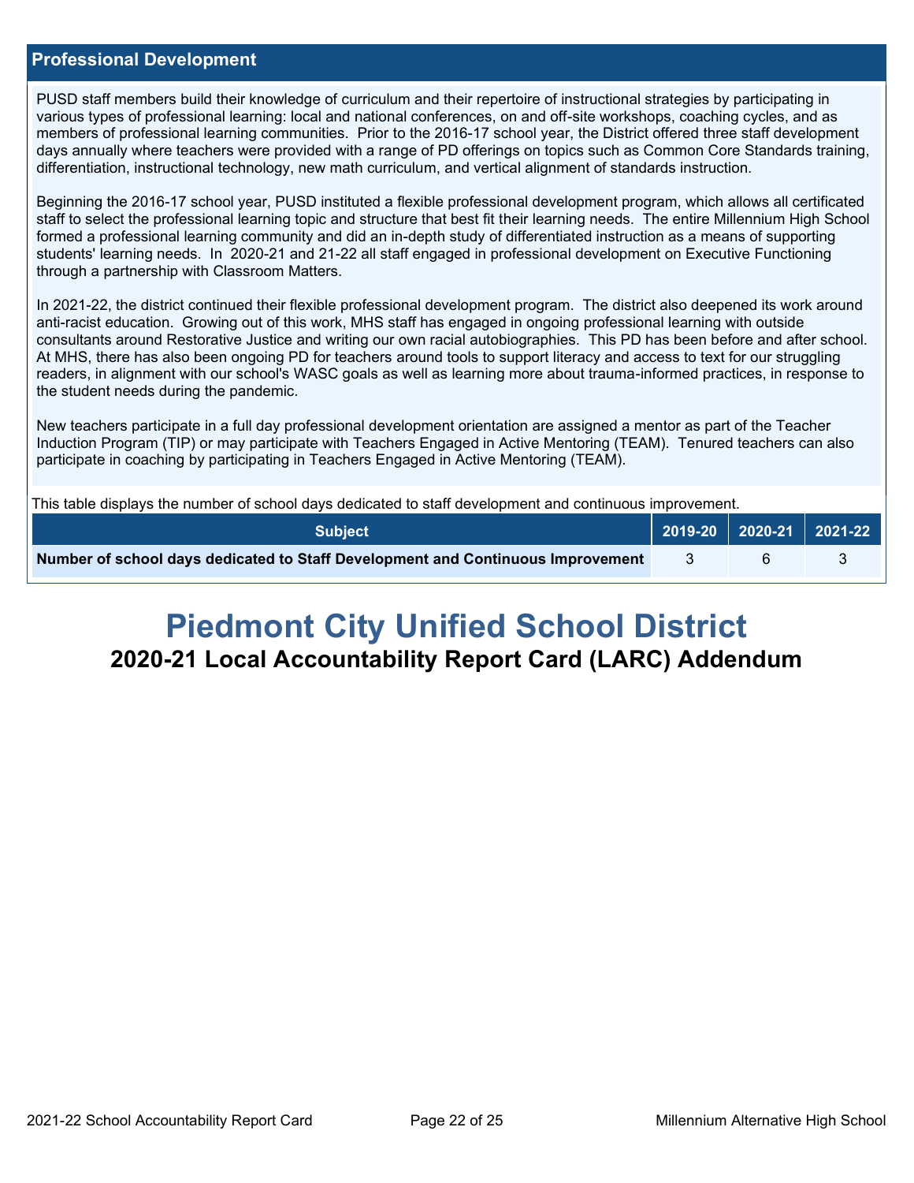## Professional Development

PUSD staff members build their knowledge of curriculum and their repertoire of instructional strategies by participating in various types of professional learning: local and national conferences, on and off-site workshops, coaching cycles, and as members of professional learning communities.  Prior to the 2016-17 school year, the District offered three staff development days annually where teachers were provided with a range of PD offerings on topics such as Common Core Standards training, differentiation, instructional technology, new math curriculum, and vertical alignment of standards instruction.

Beginning the 2016-17 school year, PUSD instituted a flexible professional development program, which allows all certificated staff to select the professional learning topic and structure that best fit their learning needs.  The entire Millennium High School formed a professional learning community and did an in-depth study of differentiated instruction as a means of supporting students' learning needs.  In  2020-21 and 21-22 all staff engaged in professional development on Executive Functioning through a partnership with Classroom Matters.

In 2021-22, the district continued their flexible professional development program.  The district also deepened its work around anti-racist education.  Growing out of this work, MHS staff has engaged in ongoing professional learning with outside consultants around Restorative Justice and writing our own racial autobiographies.  This PD has been before and after school.  At MHS, there has also been ongoing PD for teachers around tools to support literacy and access to text for our struggling readers, in alignment with our school's WASC goals as well as learning more about trauma-informed practices, in response to the student needs during the pandemic.

New teachers participate in a full day professional development orientation are assigned a mentor as part of the Teacher Induction Program (TIP) or may participate with Teachers Engaged in Active Mentoring (TEAM).  Tenured teachers can also participate in coaching by participating in Teachers Engaged in Active Mentoring (TEAM).

This table displays the number of school days dedicated to staff development and continuous improvement.

| Subject | 2019-20 | 2020-21 | 2021-22 |
|---|---|---|---|
| **Number of school days dedicated to Staff Development and Continuous Improvement** | 3 | 6 | 3 |

# Piedmont City Unified School District

## 2020-21 Local Accountability Report Card (LARC) Addendum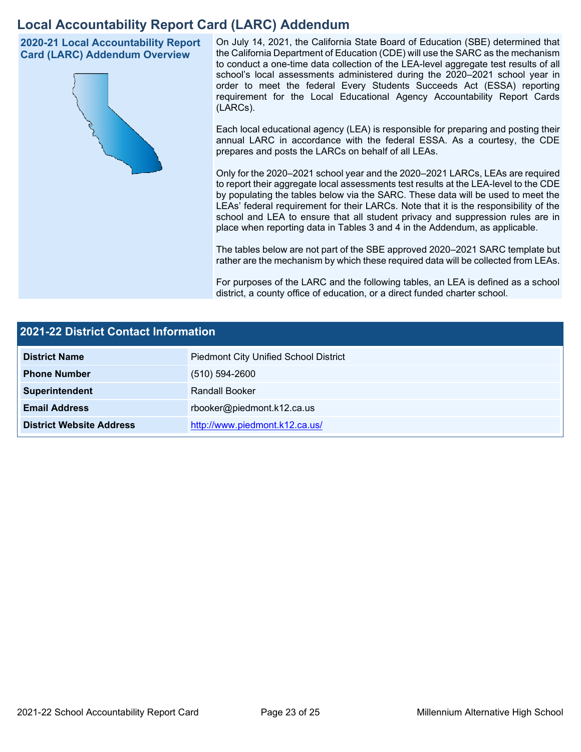# Local Accountability Report Card (LARC) Addendum

## 2020-21 Local Accountability Report Card (LARC) Addendum Overview

On July 14, 2021, the California State Board of Education (SBE) determined that the California Department of Education (CDE) will use the SARC as the mechanism to conduct a one-time data collection of the LEA-level aggregate test results of all school's local assessments administered during the 2020–2021 school year in order to meet the federal Every Students Succeeds Act (ESSA) reporting requirement for the Local Educational Agency Accountability Report Cards (LARCs).

Each local educational agency (LEA) is responsible for preparing and posting their annual LARC in accordance with the federal ESSA. As a courtesy, the CDE prepares and posts the LARCs on behalf of all LEAs.

Only for the 2020–2021 school year and the 2020–2021 LARCs, LEAs are required to report their aggregate local assessments test results at the LEA-level to the CDE by populating the tables below via the SARC. These data will be used to meet the LEAs' federal requirement for their LARCs. Note that it is the responsibility of the school and LEA to ensure that all student privacy and suppression rules are in place when reporting data in Tables 3 and 4 in the Addendum, as applicable.

The tables below are not part of the SBE approved 2020–2021 SARC template but rather are the mechanism by which these required data will be collected from LEAs.

For purposes of the LARC and the following tables, an LEA is defined as a school district, a county office of education, or a direct funded charter school.

## 2021-22 District Contact Information

| | |
|---|---|
| **District Name** | Piedmont City Unified School District |
| **Phone Number** | (510) 594-2600 |
| **Superintendent** | Randall Booker |
| **Email Address** | rbooker@piedmont.k12.ca.us |
| **District Website Address** | http://www.piedmont.k12.ca.us/ |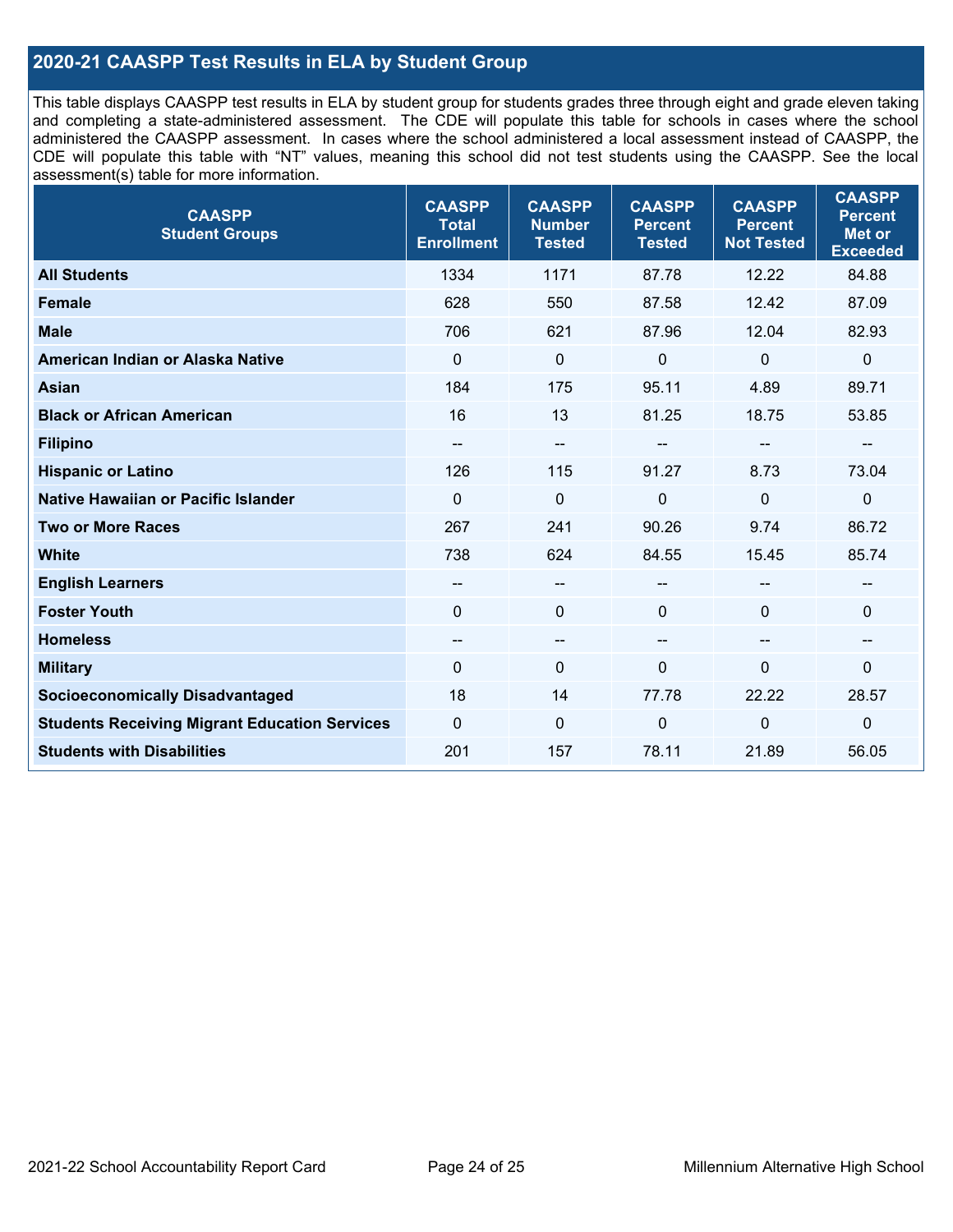## 2020-21 CAASPP Test Results in ELA by Student Group

This table displays CAASPP test results in ELA by student group for students grades three through eight and grade eleven taking and completing a state-administered assessment. The CDE will populate this table for schools in cases where the school administered the CAASPP assessment. In cases where the school administered a local assessment instead of CAASPP, the CDE will populate this table with "NT" values, meaning this school did not test students using the CAASPP. See the local assessment(s) table for more information.

| CAASPP Student Groups | CAASPP Total Enrollment | CAASPP Number Tested | CAASPP Percent Tested | CAASPP Percent Not Tested | CAASPP Percent Met or Exceeded |
|---|---|---|---|---|---|
| **All Students** | 1334 | 1171 | 87.78 | 12.22 | 84.88 |
| **Female** | 628 | 550 | 87.58 | 12.42 | 87.09 |
| **Male** | 706 | 621 | 87.96 | 12.04 | 82.93 |
| **American Indian or Alaska Native** | 0 | 0 | 0 | 0 | 0 |
| **Asian** | 184 | 175 | 95.11 | 4.89 | 89.71 |
| **Black or African American** | 16 | 13 | 81.25 | 18.75 | 53.85 |
| **Filipino** | -- | -- | -- | -- | -- |
| **Hispanic or Latino** | 126 | 115 | 91.27 | 8.73 | 73.04 |
| **Native Hawaiian or Pacific Islander** | 0 | 0 | 0 | 0 | 0 |
| **Two or More Races** | 267 | 241 | 90.26 | 9.74 | 86.72 |
| **White** | 738 | 624 | 84.55 | 15.45 | 85.74 |
| **English Learners** | -- | -- | -- | -- | -- |
| **Foster Youth** | 0 | 0 | 0 | 0 | 0 |
| **Homeless** | -- | -- | -- | -- | -- |
| **Military** | 0 | 0 | 0 | 0 | 0 |
| **Socioeconomically Disadvantaged** | 18 | 14 | 77.78 | 22.22 | 28.57 |
| **Students Receiving Migrant Education Services** | 0 | 0 | 0 | 0 | 0 |
| **Students with Disabilities** | 201 | 157 | 78.11 | 21.89 | 56.05 |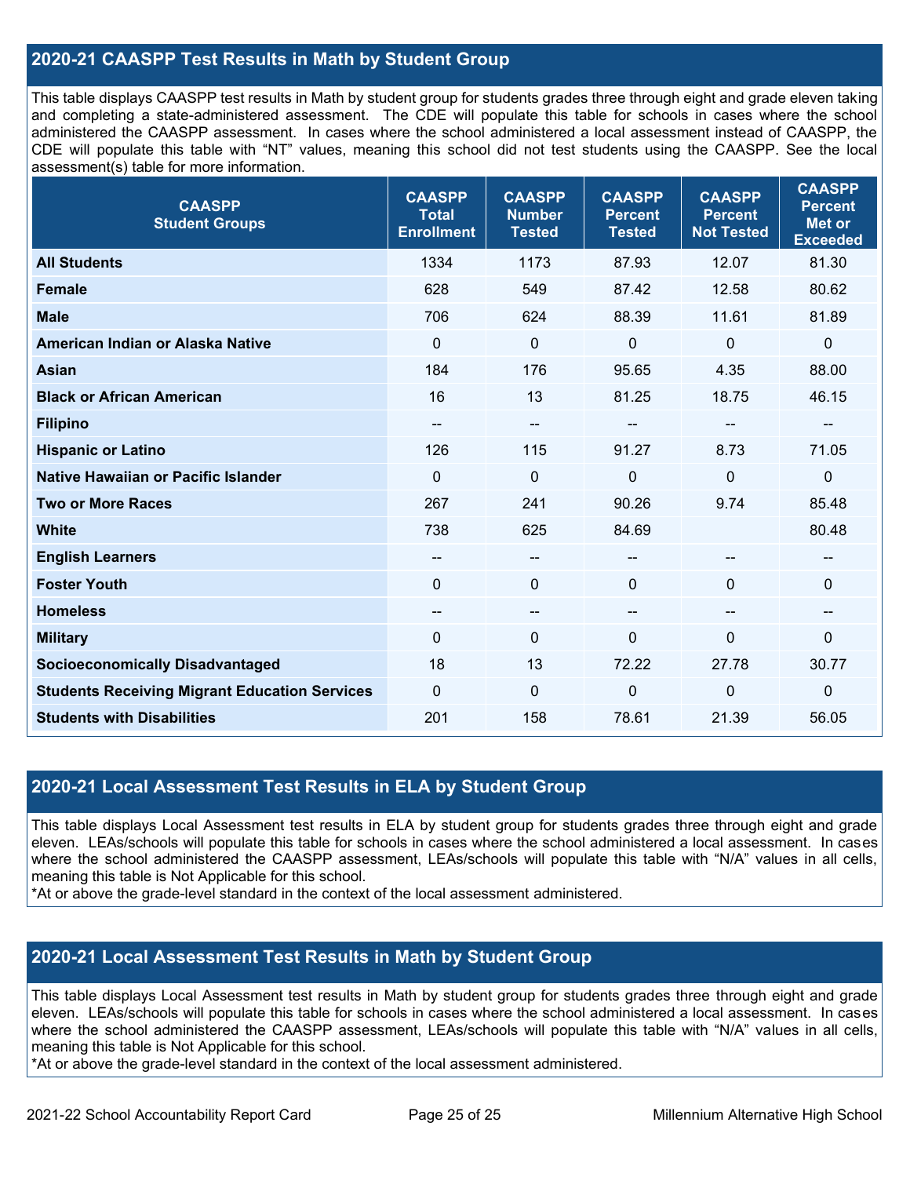## 2020-21 CAASPP Test Results in Math by Student Group

This table displays CAASPP test results in Math by student group for students grades three through eight and grade eleven taking and completing a state-administered assessment. The CDE will populate this table for schools in cases where the school administered the CAASPP assessment. In cases where the school administered a local assessment instead of CAASPP, the CDE will populate this table with "NT" values, meaning this school did not test students using the CAASPP. See the local assessment(s) table for more information.

| CAASPP Student Groups | CAASPP Total Enrollment | CAASPP Number Tested | CAASPP Percent Tested | CAASPP Percent Not Tested | CAASPP Percent Met or Exceeded |
|---|---|---|---|---|---|
| **All Students** | 1334 | 1173 | 87.93 | 12.07 | 81.30 |
| **Female** | 628 | 549 | 87.42 | 12.58 | 80.62 |
| **Male** | 706 | 624 | 88.39 | 11.61 | 81.89 |
| **American Indian or Alaska Native** | 0 | 0 | 0 | 0 | 0 |
| **Asian** | 184 | 176 | 95.65 | 4.35 | 88.00 |
| **Black or African American** | 16 | 13 | 81.25 | 18.75 | 46.15 |
| **Filipino** | -- | -- | -- | -- | -- |
| **Hispanic or Latino** | 126 | 115 | 91.27 | 8.73 | 71.05 |
| **Native Hawaiian or Pacific Islander** | 0 | 0 | 0 | 0 | 0 |
| **Two or More Races** | 267 | 241 | 90.26 | 9.74 | 85.48 |
| **White** | 738 | 625 | 84.69 | | 80.48 |
| **English Learners** | -- | -- | -- | -- | -- |
| **Foster Youth** | 0 | 0 | 0 | 0 | 0 |
| **Homeless** | -- | -- | -- | -- | -- |
| **Military** | 0 | 0 | 0 | 0 | 0 |
| **Socioeconomically Disadvantaged** | 18 | 13 | 72.22 | 27.78 | 30.77 |
| **Students Receiving Migrant Education Services** | 0 | 0 | 0 | 0 | 0 |
| **Students with Disabilities** | 201 | 158 | 78.61 | 21.39 | 56.05 |

## 2020-21 Local Assessment Test Results in ELA by Student Group

This table displays Local Assessment test results in ELA by student group for students grades three through eight and grade eleven. LEAs/schools will populate this table for schools in cases where the school administered a local assessment. In cases where the school administered the CAASPP assessment, LEAs/schools will populate this table with "N/A" values in all cells, meaning this table is Not Applicable for this school.
*At or above the grade-level standard in the context of the local assessment administered.

## 2020-21 Local Assessment Test Results in Math by Student Group

This table displays Local Assessment test results in Math by student group for students grades three through eight and grade eleven. LEAs/schools will populate this table for schools in cases where the school administered a local assessment. In cases where the school administered the CAASPP assessment, LEAs/schools will populate this table with "N/A" values in all cells, meaning this table is Not Applicable for this school.
*At or above the grade-level standard in the context of the local assessment administered.